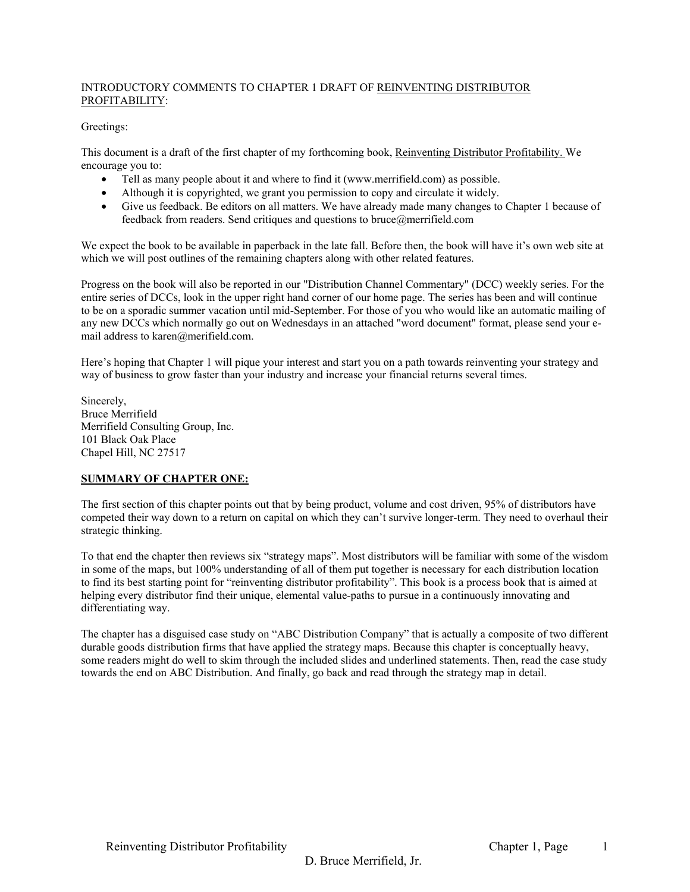INTRODUCTORY COMMENTS TO CHAPTER 1 DRAFT OF REINVENTING DISTRIBUTOR PROFITABILITY:

Greetings:

This document is a draft of the first chapter of my forthcoming book, Reinventing Distributor Profitability. We encourage you to:

- Tell as many people about it and where to find it (www.merrifield.com) as possible.
- Although it is copyrighted, we grant you permission to copy and circulate it widely.
- Give us feedback. Be editors on all matters. We have already made many changes to Chapter 1 because of feedback from readers. Send critiques and questions to bruce@merrifield.com

We expect the book to be available in paperback in the late fall. Before then, the book will have it's own web site at which we will post outlines of the remaining chapters along with other related features.

Progress on the book will also be reported in our "Distribution Channel Commentary" (DCC) weekly series. For the entire series of DCCs, look in the upper right hand corner of our home page. The series has been and will continue to be on a sporadic summer vacation until mid-September. For those of you who would like an automatic mailing of any new DCCs which normally go out on Wednesdays in an attached "word document" format, please send your e-mail address to karen@merifield.com.

Here's hoping that Chapter 1 will pique your interest and start you on a path towards reinventing your strategy and way of business to grow faster than your industry and increase your financial returns several times.

Sincerely,
Bruce Merrifield
Merrifield Consulting Group, Inc.
101 Black Oak Place
Chapel Hill, NC 27517

**SUMMARY OF CHAPTER ONE:**

The first section of this chapter points out that by being product, volume and cost driven, 95% of distributors have competed their way down to a return on capital on which they can't survive longer-term. They need to overhaul their strategic thinking.

To that end the chapter then reviews six "strategy maps". Most distributors will be familiar with some of the wisdom in some of the maps, but 100% understanding of all of them put together is necessary for each distribution location to find its best starting point for "reinventing distributor profitability". This book is a process book that is aimed at helping every distributor find their unique, elemental value-paths to pursue in a continuously innovating and differentiating way.

The chapter has a disguised case study on "ABC Distribution Company" that is actually a composite of two different durable goods distribution firms that have applied the strategy maps. Because this chapter is conceptually heavy, some readers might do well to skim through the included slides and underlined statements. Then, read the case study towards the end on ABC Distribution. And finally, go back and read through the strategy map in detail.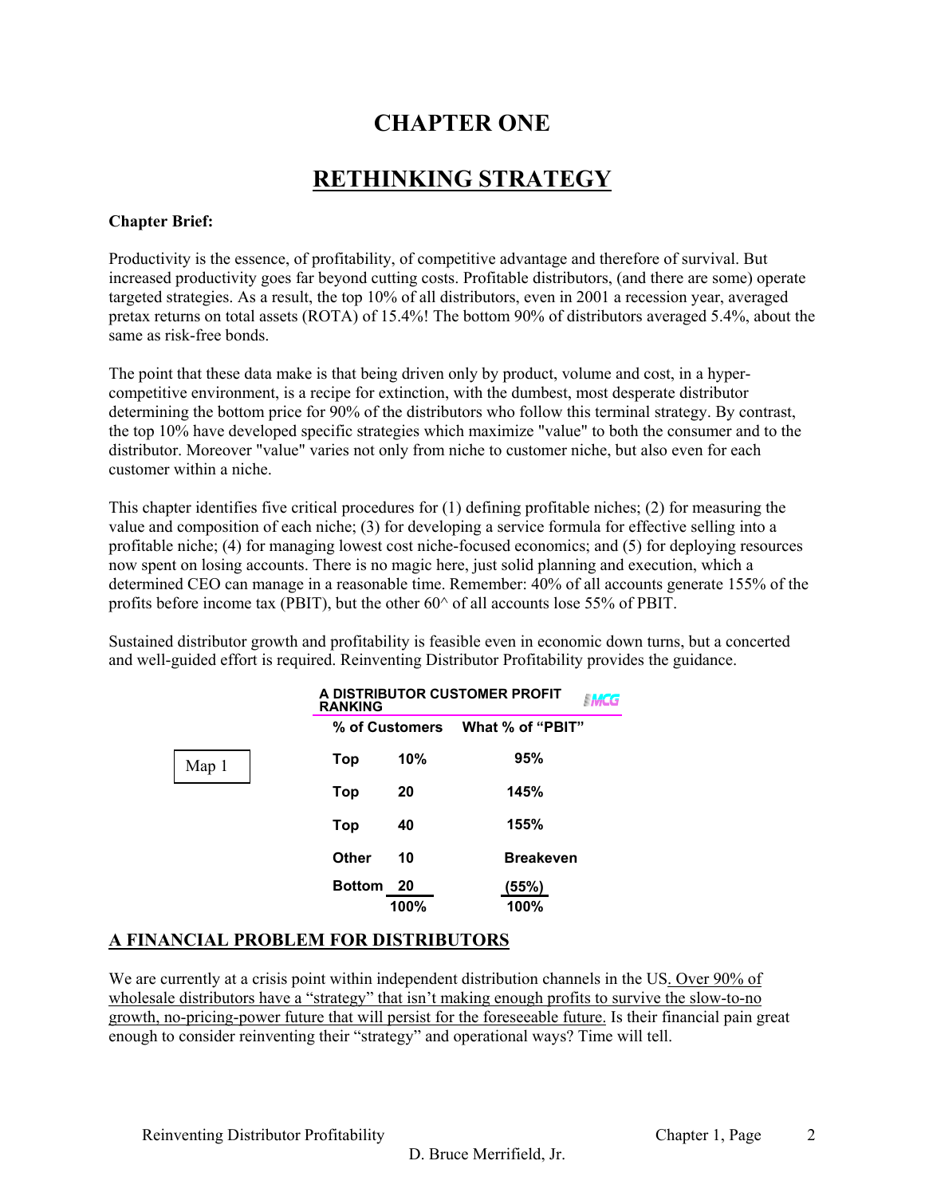# CHAPTER ONE

# RETHINKING STRATEGY

**Chapter Brief:**

Productivity is the essence, of profitability, of competitive advantage and therefore of survival. But increased productivity goes far beyond cutting costs. Profitable distributors, (and there are some) operate targeted strategies. As a result, the top 10% of all distributors, even in 2001 a recession year, averaged pretax returns on total assets (ROTA) of 15.4%! The bottom 90% of distributors averaged 5.4%, about the same as risk-free bonds.

The point that these data make is that being driven only by product, volume and cost, in a hyper-competitive environment, is a recipe for extinction, with the dumbest, most desperate distributor determining the bottom price for 90% of the distributors who follow this terminal strategy. By contrast, the top 10% have developed specific strategies which maximize "value" to both the consumer and to the distributor. Moreover "value" varies not only from niche to customer niche, but also even for each customer within a niche.

This chapter identifies five critical procedures for (1) defining profitable niches; (2) for measuring the value and composition of each niche; (3) for developing a service formula for effective selling into a profitable niche; (4) for managing lowest cost niche-focused economics; and (5) for deploying resources now spent on losing accounts. There is no magic here, just solid planning and execution, which a determined CEO can manage in a reasonable time. Remember: 40% of all accounts generate 155% of the profits before income tax (PBIT), but the other 60^ of all accounts lose 55% of PBIT.

Sustained distributor growth and profitability is feasible even in economic down turns, but a concerted and well-guided effort is required. Reinventing Distributor Profitability provides the guidance.

Map 1

**A DISTRIBUTOR CUSTOMER PROFIT RANKING** MCG

| % of Customers | | What % of "PBIT" |
|---|---|---|
| Top | 10% | 95% |
| Top | 20 | 145% |
| Top | 40 | 155% |
| Other | 10 | Breakeven |
| Bottom | 20 | (55%) |
| | 100% | 100% |

## A FINANCIAL PROBLEM FOR DISTRIBUTORS

We are currently at a crisis point within independent distribution channels in the US. <u>Over 90% of wholesale distributors have a "strategy" that isn't making enough profits to survive the slow-to-no growth, no-pricing-power future that will persist for the foreseeable future.</u> Is their financial pain great enough to consider reinventing their "strategy" and operational ways? Time will tell.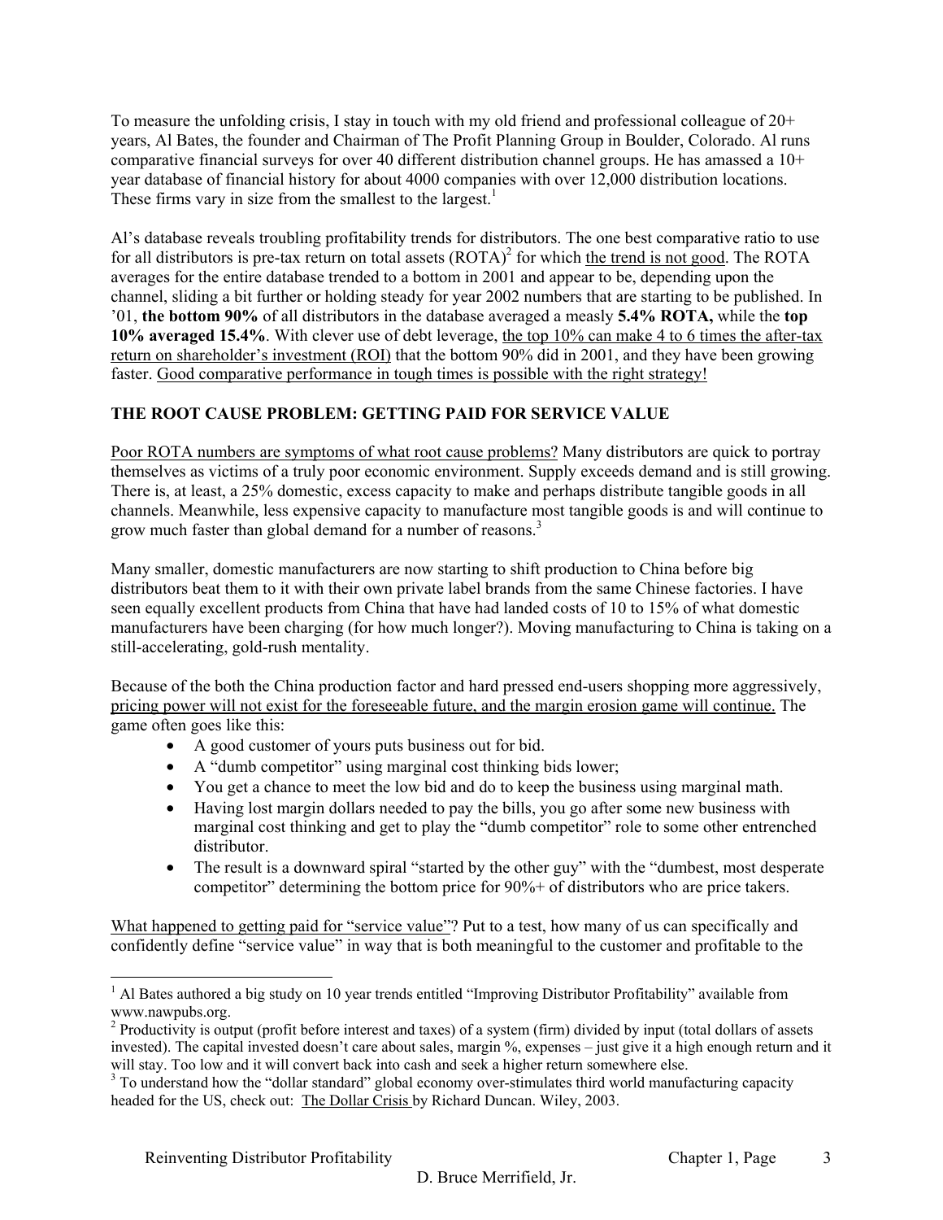To measure the unfolding crisis, I stay in touch with my old friend and professional colleague of 20+ years, Al Bates, the founder and Chairman of The Profit Planning Group in Boulder, Colorado. Al runs comparative financial surveys for over 40 different distribution channel groups. He has amassed a 10+ year database of financial history for about 4000 companies with over 12,000 distribution locations. These firms vary in size from the smallest to the largest.[1]

Al's database reveals troubling profitability trends for distributors. The one best comparative ratio to use for all distributors is pre-tax return on total assets (ROTA)[2] for which the trend is not good. The ROTA averages for the entire database trended to a bottom in 2001 and appear to be, depending upon the channel, sliding a bit further or holding steady for year 2002 numbers that are starting to be published. In '01, **the bottom 90%** of all distributors in the database averaged a measly **5.4% ROTA,** while the **top 10% averaged 15.4%**. With clever use of debt leverage, the top 10% can make 4 to 6 times the after-tax return on shareholder's investment (ROI) that the bottom 90% did in 2001, and they have been growing faster. Good comparative performance in tough times is possible with the right strategy!

## THE ROOT CAUSE PROBLEM: GETTING PAID FOR SERVICE VALUE

Poor ROTA numbers are symptoms of what root cause problems? Many distributors are quick to portray themselves as victims of a truly poor economic environment. Supply exceeds demand and is still growing. There is, at least, a 25% domestic, excess capacity to make and perhaps distribute tangible goods in all channels. Meanwhile, less expensive capacity to manufacture most tangible goods is and will continue to grow much faster than global demand for a number of reasons.[3]

Many smaller, domestic manufacturers are now starting to shift production to China before big distributors beat them to it with their own private label brands from the same Chinese factories. I have seen equally excellent products from China that have had landed costs of 10 to 15% of what domestic manufacturers have been charging (for how much longer?). Moving manufacturing to China is taking on a still-accelerating, gold-rush mentality.

Because of the both the China production factor and hard pressed end-users shopping more aggressively, pricing power will not exist for the foreseeable future, and the margin erosion game will continue. The game often goes like this:

- A good customer of yours puts business out for bid.
- A "dumb competitor" using marginal cost thinking bids lower;
- You get a chance to meet the low bid and do to keep the business using marginal math.
- Having lost margin dollars needed to pay the bills, you go after some new business with marginal cost thinking and get to play the "dumb competitor" role to some other entrenched distributor.
- The result is a downward spiral "started by the other guy" with the "dumbest, most desperate competitor" determining the bottom price for 90%+ of distributors who are price takers.

What happened to getting paid for "service value"? Put to a test, how many of us can specifically and confidently define "service value" in way that is both meaningful to the customer and profitable to the

---

[1] Al Bates authored a big study on 10 year trends entitled "Improving Distributor Profitability" available from www.nawpubs.org.

[2] Productivity is output (profit before interest and taxes) of a system (firm) divided by input (total dollars of assets invested). The capital invested doesn't care about sales, margin %, expenses – just give it a high enough return and it will stay. Too low and it will convert back into cash and seek a higher return somewhere else.

[3] To understand how the "dollar standard" global economy over-stimulates third world manufacturing capacity headed for the US, check out: The Dollar Crisis by Richard Duncan. Wiley, 2003.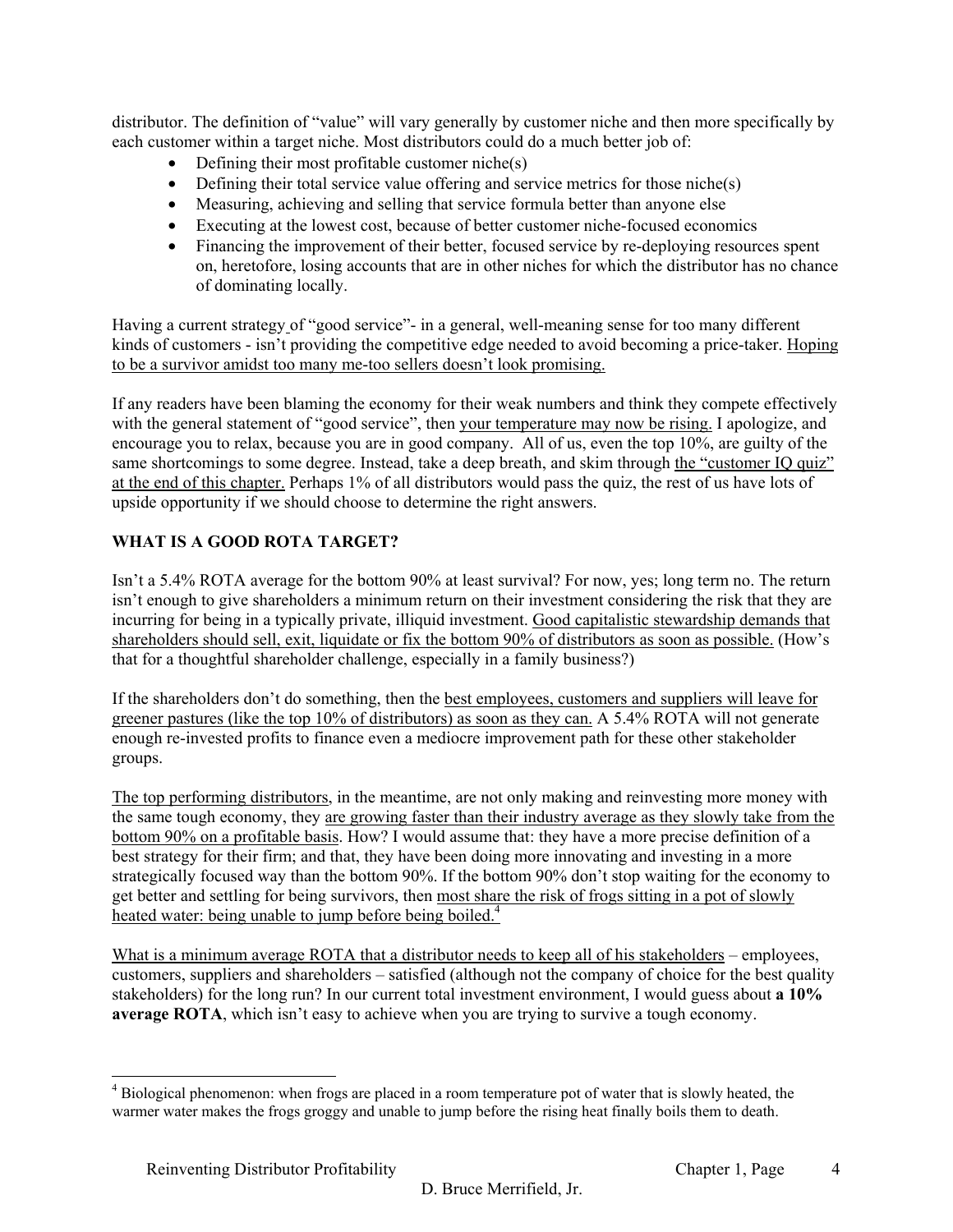distributor. The definition of "value" will vary generally by customer niche and then more specifically by each customer within a target niche. Most distributors could do a much better job of:

- Defining their most profitable customer niche(s)
- Defining their total service value offering and service metrics for those niche(s)
- Measuring, achieving and selling that service formula better than anyone else
- Executing at the lowest cost, because of better customer niche-focused economics
- Financing the improvement of their better, focused service by re-deploying resources spent on, heretofore, losing accounts that are in other niches for which the distributor has no chance of dominating locally.

Having a current strategy of "good service"- in a general, well-meaning sense for too many different kinds of customers - isn't providing the competitive edge needed to avoid becoming a price-taker. Hoping to be a survivor amidst too many me-too sellers doesn't look promising.

If any readers have been blaming the economy for their weak numbers and think they compete effectively with the general statement of "good service", then your temperature may now be rising. I apologize, and encourage you to relax, because you are in good company. All of us, even the top 10%, are guilty of the same shortcomings to some degree. Instead, take a deep breath, and skim through the "customer IQ quiz" at the end of this chapter. Perhaps 1% of all distributors would pass the quiz, the rest of us have lots of upside opportunity if we should choose to determine the right answers.

## WHAT IS A GOOD ROTA TARGET?

Isn't a 5.4% ROTA average for the bottom 90% at least survival? For now, yes; long term no. The return isn't enough to give shareholders a minimum return on their investment considering the risk that they are incurring for being in a typically private, illiquid investment. Good capitalistic stewardship demands that shareholders should sell, exit, liquidate or fix the bottom 90% of distributors as soon as possible. (How's that for a thoughtful shareholder challenge, especially in a family business?)

If the shareholders don't do something, then the best employees, customers and suppliers will leave for greener pastures (like the top 10% of distributors) as soon as they can. A 5.4% ROTA will not generate enough re-invested profits to finance even a mediocre improvement path for these other stakeholder groups.

The top performing distributors, in the meantime, are not only making and reinvesting more money with the same tough economy, they are growing faster than their industry average as they slowly take from the bottom 90% on a profitable basis. How? I would assume that: they have a more precise definition of a best strategy for their firm; and that, they have been doing more innovating and investing in a more strategically focused way than the bottom 90%. If the bottom 90% don't stop waiting for the economy to get better and settling for being survivors, then most share the risk of frogs sitting in a pot of slowly heated water: being unable to jump before being boiled.[4]

What is a minimum average ROTA that a distributor needs to keep all of his stakeholders – employees, customers, suppliers and shareholders – satisfied (although not the company of choice for the best quality stakeholders) for the long run? In our current total investment environment, I would guess about **a 10% average ROTA**, which isn't easy to achieve when you are trying to survive a tough economy.

[4] Biological phenomenon: when frogs are placed in a room temperature pot of water that is slowly heated, the warmer water makes the frogs groggy and unable to jump before the rising heat finally boils them to death.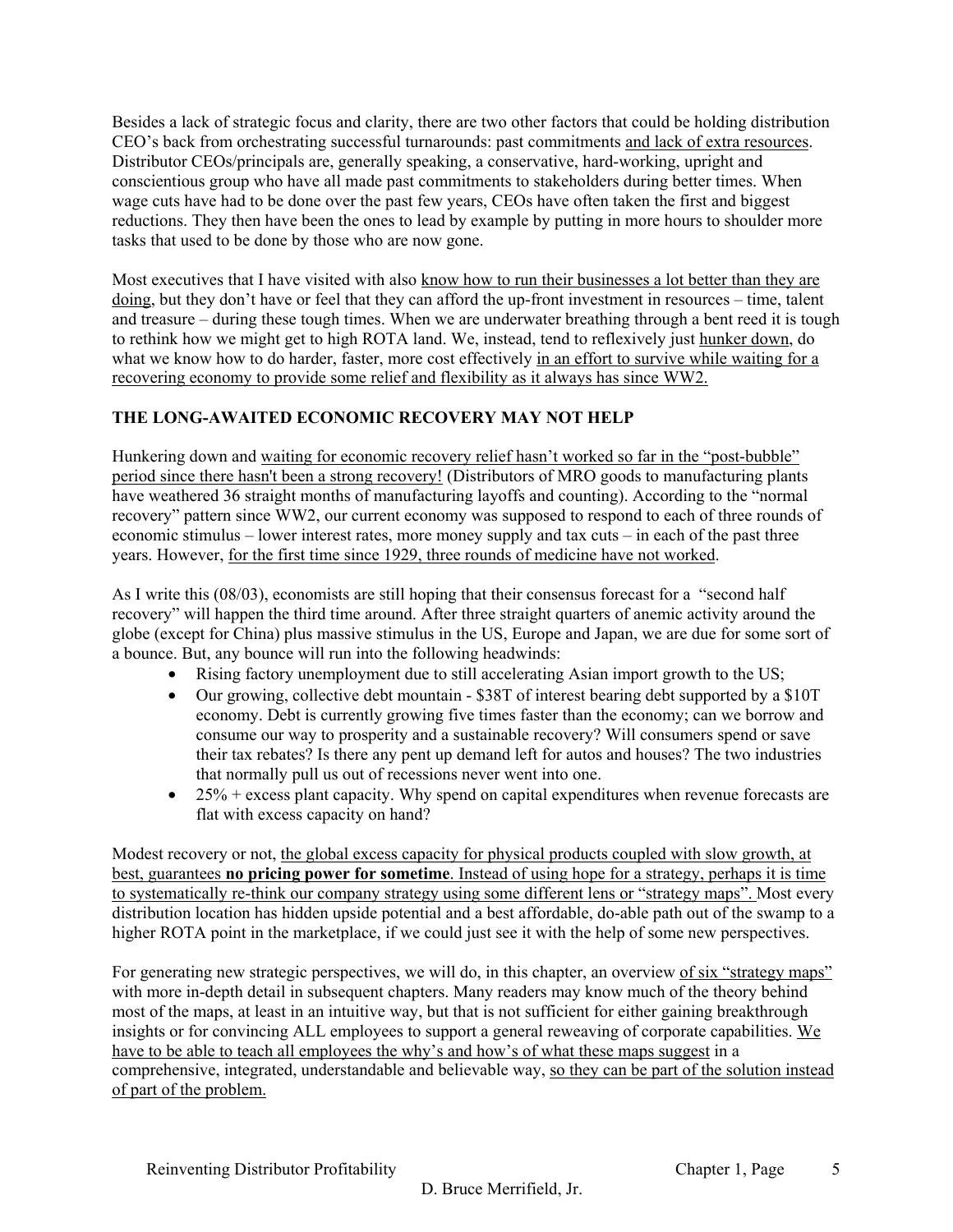Besides a lack of strategic focus and clarity, there are two other factors that could be holding distribution CEO's back from orchestrating successful turnarounds: past commitments and lack of extra resources. Distributor CEOs/principals are, generally speaking, a conservative, hard-working, upright and conscientious group who have all made past commitments to stakeholders during better times. When wage cuts have had to be done over the past few years, CEOs have often taken the first and biggest reductions. They then have been the ones to lead by example by putting in more hours to shoulder more tasks that used to be done by those who are now gone.

Most executives that I have visited with also know how to run their businesses a lot better than they are doing, but they don't have or feel that they can afford the up-front investment in resources – time, talent and treasure – during these tough times. When we are underwater breathing through a bent reed it is tough to rethink how we might get to high ROTA land. We, instead, tend to reflexively just hunker down, do what we know how to do harder, faster, more cost effectively in an effort to survive while waiting for a recovering economy to provide some relief and flexibility as it always has since WW2.

**THE LONG-AWAITED ECONOMIC RECOVERY MAY NOT HELP**

Hunkering down and waiting for economic recovery relief hasn't worked so far in the "post-bubble" period since there hasn't been a strong recovery! (Distributors of MRO goods to manufacturing plants have weathered 36 straight months of manufacturing layoffs and counting). According to the "normal recovery" pattern since WW2, our current economy was supposed to respond to each of three rounds of economic stimulus – lower interest rates, more money supply and tax cuts – in each of the past three years. However, for the first time since 1929, three rounds of medicine have not worked.

As I write this (08/03), economists are still hoping that their consensus forecast for a "second half recovery" will happen the third time around. After three straight quarters of anemic activity around the globe (except for China) plus massive stimulus in the US, Europe and Japan, we are due for some sort of a bounce. But, any bounce will run into the following headwinds:

- Rising factory unemployment due to still accelerating Asian import growth to the US;
- Our growing, collective debt mountain - $38T of interest bearing debt supported by a $10T economy. Debt is currently growing five times faster than the economy; can we borrow and consume our way to prosperity and a sustainable recovery? Will consumers spend or save their tax rebates? Is there any pent up demand left for autos and houses? The two industries that normally pull us out of recessions never went into one.
- 25% + excess plant capacity. Why spend on capital expenditures when revenue forecasts are flat with excess capacity on hand?

Modest recovery or not, the global excess capacity for physical products coupled with slow growth, at best, guarantees **no pricing power for sometime**. Instead of using hope for a strategy, perhaps it is time to systematically re-think our company strategy using some different lens or "strategy maps". Most every distribution location has hidden upside potential and a best affordable, do-able path out of the swamp to a higher ROTA point in the marketplace, if we could just see it with the help of some new perspectives.

For generating new strategic perspectives, we will do, in this chapter, an overview of six "strategy maps" with more in-depth detail in subsequent chapters. Many readers may know much of the theory behind most of the maps, at least in an intuitive way, but that is not sufficient for either gaining breakthrough insights or for convincing ALL employees to support a general reweaving of corporate capabilities. We have to be able to teach all employees the why's and how's of what these maps suggest in a comprehensive, integrated, understandable and believable way, so they can be part of the solution instead of part of the problem.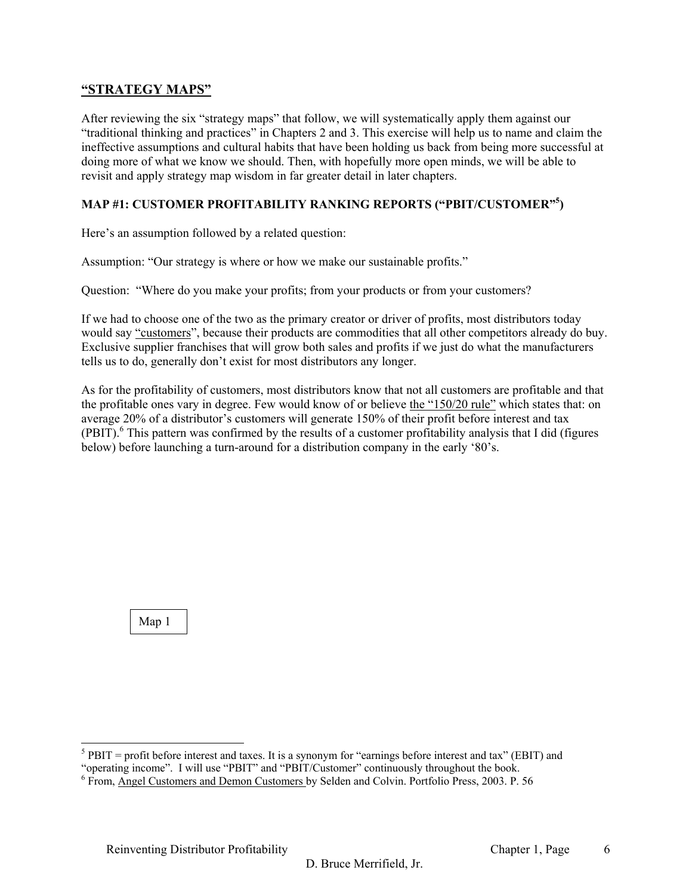## "STRATEGY MAPS"

After reviewing the six "strategy maps" that follow, we will systematically apply them against our "traditional thinking and practices" in Chapters 2 and 3. This exercise will help us to name and claim the ineffective assumptions and cultural habits that have been holding us back from being more successful at doing more of what we know we should. Then, with hopefully more open minds, we will be able to revisit and apply strategy map wisdom in far greater detail in later chapters.

### MAP #1: CUSTOMER PROFITABILITY RANKING REPORTS ("PBIT/CUSTOMER"[5])

Here's an assumption followed by a related question:

Assumption: "Our strategy is where or how we make our sustainable profits."

Question: "Where do you make your profits; from your products or from your customers?

If we had to choose one of the two as the primary creator or driver of profits, most distributors today would say "customers", because their products are commodities that all other competitors already do buy. Exclusive supplier franchises that will grow both sales and profits if we just do what the manufacturers tells us to do, generally don't exist for most distributors any longer.

As for the profitability of customers, most distributors know that not all customers are profitable and that the profitable ones vary in degree. Few would know of or believe the "150/20 rule" which states that: on average 20% of a distributor's customers will generate 150% of their profit before interest and tax (PBIT).[6] This pattern was confirmed by the results of a customer profitability analysis that I did (figures below) before launching a turn-around for a distribution company in the early '80's.

Map 1

---

[5] PBIT = profit before interest and taxes. It is a synonym for "earnings before interest and tax" (EBIT) and "operating income". I will use "PBIT" and "PBIT/Customer" continuously throughout the book.

[6] From, Angel Customers and Demon Customers by Selden and Colvin. Portfolio Press, 2003. P. 56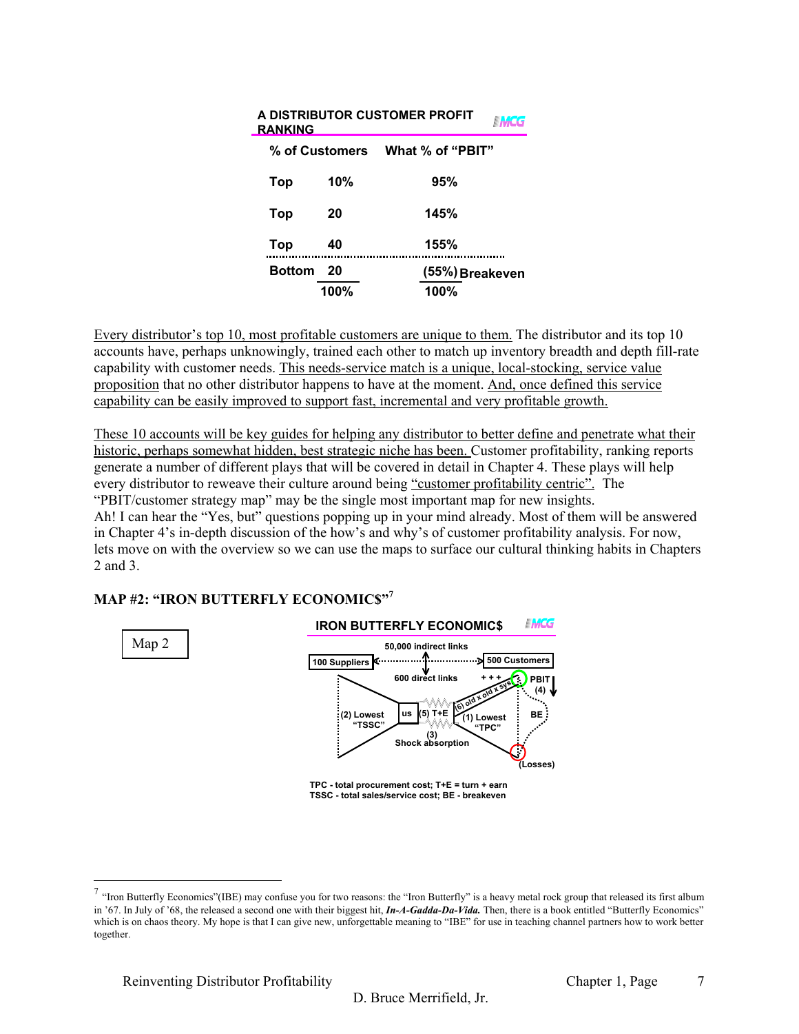**A DISTRIBUTOR CUSTOMER PROFIT RANKING**

| % of Customers | | What % of "PBIT" |
|---|---|---|
| Top | 10% | 95% |
| Top | 20 | 145% |
| Top | 40 | 155% |
| Bottom | 20 | (55%) Breakeven |
| | 100% | 100% |

Every distributor's top 10, most profitable customers are unique to them. The distributor and its top 10 accounts have, perhaps unknowingly, trained each other to match up inventory breadth and depth fill-rate capability with customer needs. This needs-service match is a unique, local-stocking, service value proposition that no other distributor happens to have at the moment. And, once defined this service capability can be easily improved to support fast, incremental and very profitable growth.

These 10 accounts will be key guides for helping any distributor to better define and penetrate what their historic, perhaps somewhat hidden, best strategic niche has been. Customer profitability, ranking reports generate a number of different plays that will be covered in detail in Chapter 4. These plays will help every distributor to reweave their culture around being "customer profitability centric". The "PBIT/customer strategy map" may be the single most important map for new insights.
Ah! I can hear the "Yes, but" questions popping up in your mind already. Most of them will be answered in Chapter 4's in-depth discussion of the how's and why's of customer profitability analysis. For now, lets move on with the overview so we can use the maps to surface our cultural thinking habits in Chapters 2 and 3.

### MAP #2: "IRON BUTTERFLY ECONOMIC$"[7]

Map 2

**IRON BUTTERFLY ECONOMIC$**

100 Suppliers — 50,000 indirect links — 500 Customers

600 direct links

(2) Lowest "TSSC" | us | (5) T+E | (1) Lowest "TPC" | (6) old x old x sys | + + + | PBIT (4) | BE | (Losses) | (3) Shock absorption

TPC - total procurement cost; T+E = turn + earn
TSSC - total sales/service cost; BE - breakeven

---

[7] "Iron Butterfly Economics"(IBE) may confuse you for two reasons: the "Iron Butterfly" is a heavy metal rock group that released its first album in '67. In July of '68, the released a second one with their biggest hit, ***In-A-Gadda-Da-Vida.*** Then, there is a book entitled "Butterfly Economics" which is on chaos theory. My hope is that I can give new, unforgettable meaning to "IBE" for use in teaching channel partners how to work better together.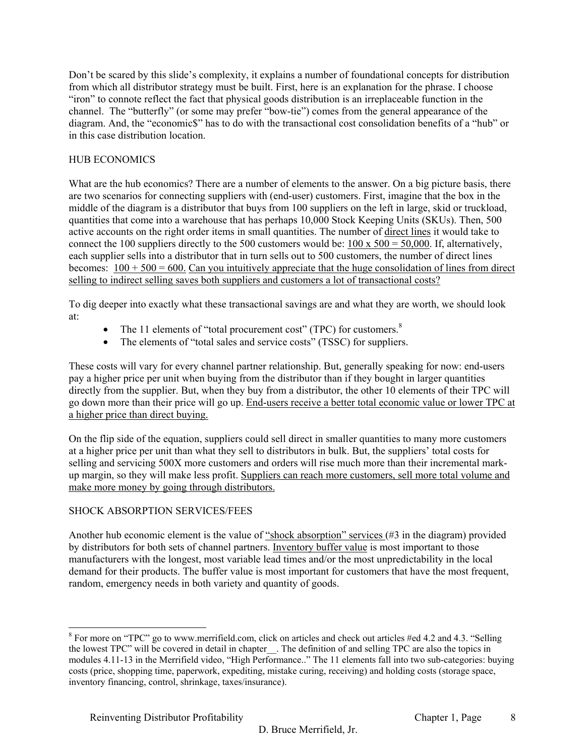Don't be scared by this slide's complexity, it explains a number of foundational concepts for distribution from which all distributor strategy must be built. First, here is an explanation for the phrase. I choose "iron" to connote reflect the fact that physical goods distribution is an irreplaceable function in the channel. The "butterfly" (or some may prefer "bow-tie") comes from the general appearance of the diagram. And, the "economic$" has to do with the transactional cost consolidation benefits of a "hub" or in this case distribution location.

## HUB ECONOMICS

What are the hub economics? There are a number of elements to the answer. On a big picture basis, there are two scenarios for connecting suppliers with (end-user) customers. First, imagine that the box in the middle of the diagram is a distributor that buys from 100 suppliers on the left in large, skid or truckload, quantities that come into a warehouse that has perhaps 10,000 Stock Keeping Units (SKUs). Then, 500 active accounts on the right order items in small quantities. The number of <u>direct lines</u> it would take to connect the 100 suppliers directly to the 500 customers would be: <u>100 x 500 = 50,000</u>. If, alternatively, each supplier sells into a distributor that in turn sells out to 500 customers, the number of direct lines becomes: <u>100 + 500 = 600.</u> <u>Can you intuitively appreciate that the huge consolidation of lines from direct selling to indirect selling saves both suppliers and customers a lot of transactional costs?</u>

To dig deeper into exactly what these transactional savings are and what they are worth, we should look at:

- The 11 elements of "total procurement cost" (TPC) for customers.[8]
- The elements of "total sales and service costs" (TSSC) for suppliers.

These costs will vary for every channel partner relationship. But, generally speaking for now: end-users pay a higher price per unit when buying from the distributor than if they bought in larger quantities directly from the supplier. But, when they buy from a distributor, the other 10 elements of their TPC will go down more than their price will go up. <u>End-users receive a better total economic value or lower TPC at a higher price than direct buying.</u>

On the flip side of the equation, suppliers could sell direct in smaller quantities to many more customers at a higher price per unit than what they sell to distributors in bulk. But, the suppliers' total costs for selling and servicing 500X more customers and orders will rise much more than their incremental mark-up margin, so they will make less profit. <u>Suppliers can reach more customers, sell more total volume and make more money by going through distributors.</u>

## SHOCK ABSORPTION SERVICES/FEES

Another hub economic element is the value of <u>"shock absorption" services</u> (#3 in the diagram) provided by distributors for both sets of channel partners. <u>Inventory buffer value</u> is most important to those manufacturers with the longest, most variable lead times and/or the most unpredictability in the local demand for their products. The buffer value is most important for customers that have the most frequent, random, emergency needs in both variety and quantity of goods.

---

[8] For more on "TPC" go to www.merrifield.com, click on articles and check out articles #ed 4.2 and 4.3. "Selling the lowest TPC" will be covered in detail in chapter__. The definition of and selling TPC are also the topics in modules 4.11-13 in the Merrifield video, "High Performance.." The 11 elements fall into two sub-categories: buying costs (price, shopping time, paperwork, expediting, mistake curing, receiving) and holding costs (storage space, inventory financing, control, shrinkage, taxes/insurance).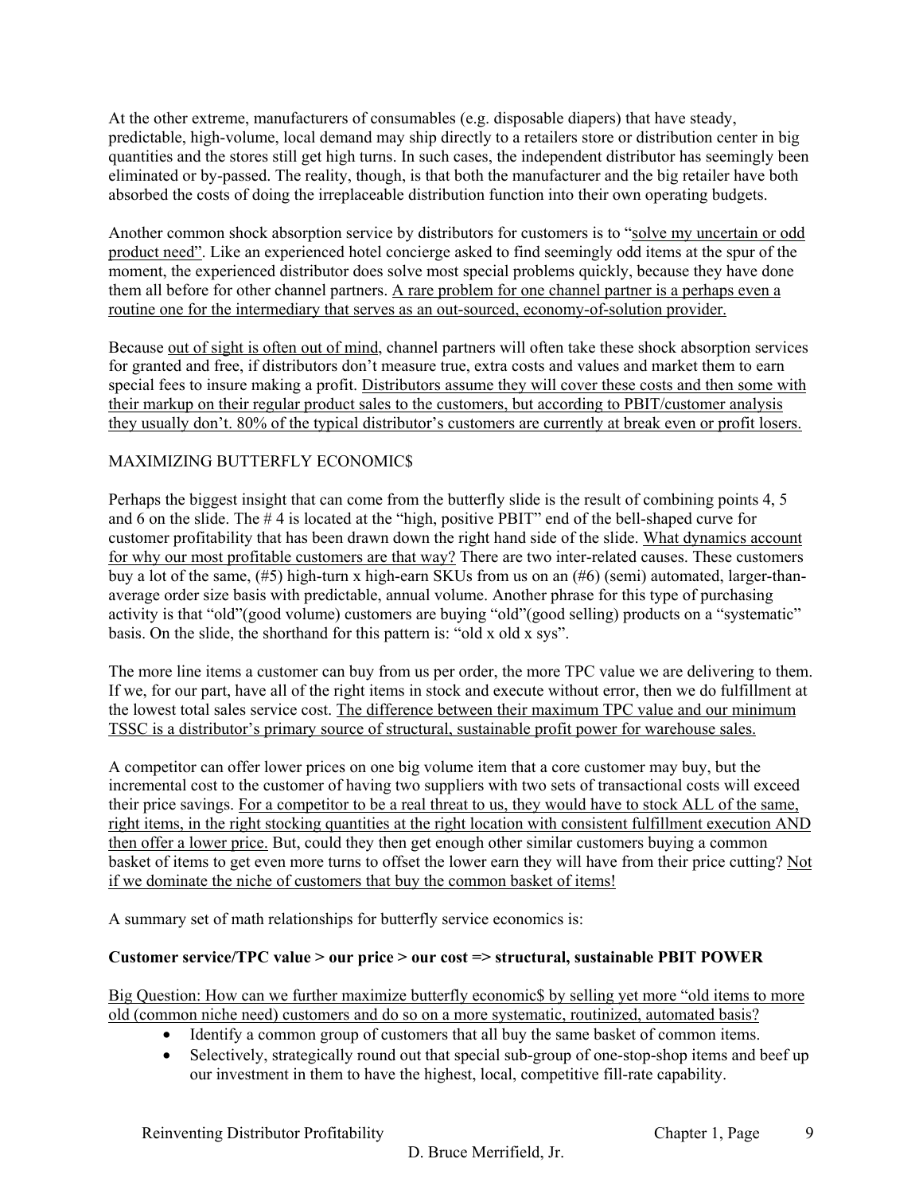At the other extreme, manufacturers of consumables (e.g. disposable diapers) that have steady, predictable, high-volume, local demand may ship directly to a retailers store or distribution center in big quantities and the stores still get high turns. In such cases, the independent distributor has seemingly been eliminated or by-passed. The reality, though, is that both the manufacturer and the big retailer have both absorbed the costs of doing the irreplaceable distribution function into their own operating budgets.

Another common shock absorption service by distributors for customers is to "<u>solve my uncertain or odd product need</u>". Like an experienced hotel concierge asked to find seemingly odd items at the spur of the moment, the experienced distributor does solve most special problems quickly, because they have done them all before for other channel partners. <u>A rare problem for one channel partner is a perhaps even a routine one for the intermediary that serves as an out-sourced, economy-of-solution provider.</u>

Because <u>out of sight is often out of mind</u>, channel partners will often take these shock absorption services for granted and free, if distributors don't measure true, extra costs and values and market them to earn special fees to insure making a profit. <u>Distributors assume they will cover these costs and then some with their markup on their regular product sales to the customers, but according to PBIT/customer analysis they usually don't. 80% of the typical distributor's customers are currently at break even or profit losers.</u>

## MAXIMIZING BUTTERFLY ECONOMIC$

Perhaps the biggest insight that can come from the butterfly slide is the result of combining points 4, 5 and 6 on the slide. The # 4 is located at the "high, positive PBIT" end of the bell-shaped curve for customer profitability that has been drawn down the right hand side of the slide. <u>What dynamics account for why our most profitable customers are that way?</u> There are two inter-related causes. These customers buy a lot of the same, (#5) high-turn x high-earn SKUs from us on an (#6) (semi) automated, larger-than-average order size basis with predictable, annual volume. Another phrase for this type of purchasing activity is that "old"(good volume) customers are buying "old"(good selling) products on a "systematic" basis. On the slide, the shorthand for this pattern is: "old x old x sys".

The more line items a customer can buy from us per order, the more TPC value we are delivering to them. If we, for our part, have all of the right items in stock and execute without error, then we do fulfillment at the lowest total sales service cost. <u>The difference between their maximum TPC value and our minimum TSSC is a distributor's primary source of structural, sustainable profit power for warehouse sales.</u>

A competitor can offer lower prices on one big volume item that a core customer may buy, but the incremental cost to the customer of having two suppliers with two sets of transactional costs will exceed their price savings. <u>For a competitor to be a real threat to us, they would have to stock ALL of the same, right items, in the right stocking quantities at the right location with consistent fulfillment execution AND then offer a lower price.</u> But, could they then get enough other similar customers buying a common basket of items to get even more turns to offset the lower earn they will have from their price cutting? <u>Not if we dominate the niche of customers that buy the common basket of items!</u>

A summary set of math relationships for butterfly service economics is:

**Customer service/TPC value > our price > our cost => structural, sustainable PBIT POWER**

<u>Big Question: How can we further maximize butterfly economic$ by selling yet more "old items to more old (common niche need) customers and do so on a more systematic, routinized, automated basis?</u>

- Identify a common group of customers that all buy the same basket of common items.
- Selectively, strategically round out that special sub-group of one-stop-shop items and beef up our investment in them to have the highest, local, competitive fill-rate capability.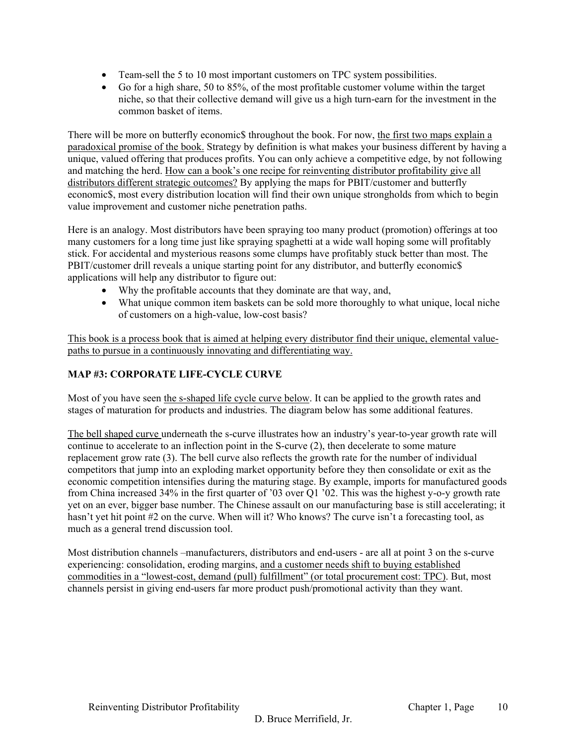- Team-sell the 5 to 10 most important customers on TPC system possibilities.
- Go for a high share, 50 to 85%, of the most profitable customer volume within the target niche, so that their collective demand will give us a high turn-earn for the investment in the common basket of items.

There will be more on butterfly economic$ throughout the book. For now, <u>the first two maps explain a paradoxical promise of the book.</u> Strategy by definition is what makes your business different by having a unique, valued offering that produces profits. You can only achieve a competitive edge, by not following and matching the herd. <u>How can a book's one recipe for reinventing distributor profitability give all distributors different strategic outcomes?</u> By applying the maps for PBIT/customer and butterfly economic$, most every distribution location will find their own unique strongholds from which to begin value improvement and customer niche penetration paths.

Here is an analogy. Most distributors have been spraying too many product (promotion) offerings at too many customers for a long time just like spraying spaghetti at a wide wall hoping some will profitably stick. For accidental and mysterious reasons some clumps have profitably stuck better than most. The PBIT/customer drill reveals a unique starting point for any distributor, and butterfly economic$ applications will help any distributor to figure out:

- Why the profitable accounts that they dominate are that way, and,
- What unique common item baskets can be sold more thoroughly to what unique, local niche of customers on a high-value, low-cost basis?

<u>This book is a process book that is aimed at helping every distributor find their unique, elemental value-paths to pursue in a continuously innovating and differentiating way.</u>

**MAP #3: CORPORATE LIFE-CYCLE CURVE**

Most of you have seen <u>the s-shaped life cycle curve below</u>. It can be applied to the growth rates and stages of maturation for products and industries. The diagram below has some additional features.

<u>The bell shaped curve</u> underneath the s-curve illustrates how an industry's year-to-year growth rate will continue to accelerate to an inflection point in the S-curve (2), then decelerate to some mature replacement grow rate (3). The bell curve also reflects the growth rate for the number of individual competitors that jump into an exploding market opportunity before they then consolidate or exit as the economic competition intensifies during the maturing stage. By example, imports for manufactured goods from China increased 34% in the first quarter of '03 over Q1 '02. This was the highest y-o-y growth rate yet on an ever, bigger base number. The Chinese assault on our manufacturing base is still accelerating; it hasn't yet hit point #2 on the curve. When will it? Who knows? The curve isn't a forecasting tool, as much as a general trend discussion tool.

Most distribution channels –manufacturers, distributors and end-users - are all at point 3 on the s-curve experiencing: consolidation, eroding margins, <u>and a customer needs shift to buying established commodities in a "lowest-cost, demand (pull) fulfillment" (or total procurement cost: TPC)</u>. But, most channels persist in giving end-users far more product push/promotional activity than they want.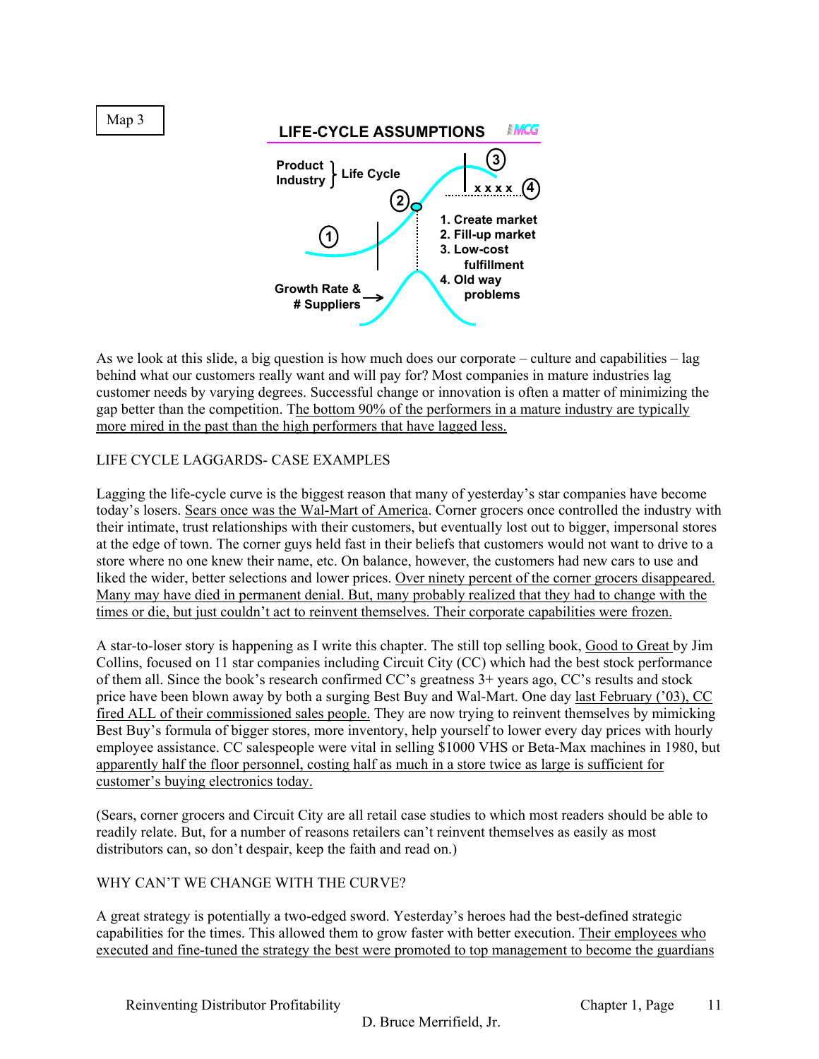Map 3

**LIFE-CYCLE ASSUMPTIONS**

Product } Life Cycle
Industry

1. Create market
2. Fill-up market
3. Low-cost fulfillment
4. Old way problems

Growth Rate & # Suppliers

As we look at this slide, a big question is how much does our corporate – culture and capabilities – lag behind what our customers really want and will pay for? Most companies in mature industries lag customer needs by varying degrees. Successful change or innovation is often a matter of minimizing the gap better than the competition. The bottom 90% of the performers in a mature industry are typically more mired in the past than the high performers that have lagged less.

LIFE CYCLE LAGGARDS- CASE EXAMPLES

Lagging the life-cycle curve is the biggest reason that many of yesterday's star companies have become today's losers. Sears once was the Wal-Mart of America. Corner grocers once controlled the industry with their intimate, trust relationships with their customers, but eventually lost out to bigger, impersonal stores at the edge of town. The corner guys held fast in their beliefs that customers would not want to drive to a store where no one knew their name, etc. On balance, however, the customers had new cars to use and liked the wider, better selections and lower prices. Over ninety percent of the corner grocers disappeared. Many may have died in permanent denial. But, many probably realized that they had to change with the times or die, but just couldn't act to reinvent themselves. Their corporate capabilities were frozen.

A star-to-loser story is happening as I write this chapter. The still top selling book, Good to Great by Jim Collins, focused on 11 star companies including Circuit City (CC) which had the best stock performance of them all. Since the book's research confirmed CC's greatness 3+ years ago, CC's results and stock price have been blown away by both a surging Best Buy and Wal-Mart. One day last February ('03), CC fired ALL of their commissioned sales people. They are now trying to reinvent themselves by mimicking Best Buy's formula of bigger stores, more inventory, help yourself to lower every day prices with hourly employee assistance. CC salespeople were vital in selling $1000 VHS or Beta-Max machines in 1980, but apparently half the floor personnel, costing half as much in a store twice as large is sufficient for customer's buying electronics today.

(Sears, corner grocers and Circuit City are all retail case studies to which most readers should be able to readily relate. But, for a number of reasons retailers can't reinvent themselves as easily as most distributors can, so don't despair, keep the faith and read on.)

WHY CAN'T WE CHANGE WITH THE CURVE?

A great strategy is potentially a two-edged sword. Yesterday's heroes had the best-defined strategic capabilities for the times. This allowed them to grow faster with better execution. Their employees who executed and fine-tuned the strategy the best were promoted to top management to become the guardians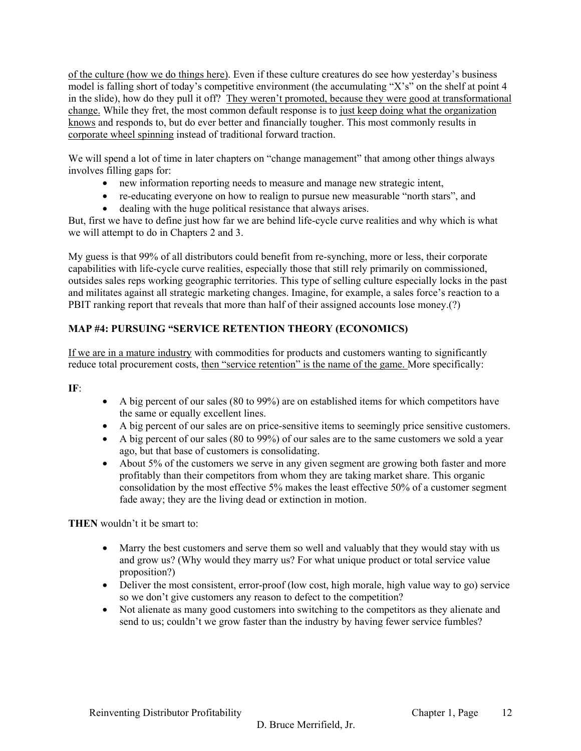of the culture (how we do things here). Even if these culture creatures do see how yesterday's business model is falling short of today's competitive environment (the accumulating "X's" on the shelf at point 4 in the slide), how do they pull it off? They weren't promoted, because they were good at transformational change. While they fret, the most common default response is to just keep doing what the organization knows and responds to, but do ever better and financially tougher. This most commonly results in corporate wheel spinning instead of traditional forward traction.

We will spend a lot of time in later chapters on "change management" that among other things always involves filling gaps for:

- new information reporting needs to measure and manage new strategic intent,
- re-educating everyone on how to realign to pursue new measurable "north stars", and
- dealing with the huge political resistance that always arises.

But, first we have to define just how far we are behind life-cycle curve realities and why which is what we will attempt to do in Chapters 2 and 3.

My guess is that 99% of all distributors could benefit from re-synching, more or less, their corporate capabilities with life-cycle curve realities, especially those that still rely primarily on commissioned, outsides sales reps working geographic territories. This type of selling culture especially locks in the past and militates against all strategic marketing changes. Imagine, for example, a sales force's reaction to a PBIT ranking report that reveals that more than half of their assigned accounts lose money.(?)

**MAP #4: PURSUING "SERVICE RETENTION THEORY (ECONOMICS)**

If we are in a mature industry with commodities for products and customers wanting to significantly reduce total procurement costs, then "service retention" is the name of the game. More specifically:

**IF**:

- A big percent of our sales (80 to 99%) are on established items for which competitors have the same or equally excellent lines.
- A big percent of our sales are on price-sensitive items to seemingly price sensitive customers.
- A big percent of our sales (80 to 99%) of our sales are to the same customers we sold a year ago, but that base of customers is consolidating.
- About 5% of the customers we serve in any given segment are growing both faster and more profitably than their competitors from whom they are taking market share. This organic consolidation by the most effective 5% makes the least effective 50% of a customer segment fade away; they are the living dead or extinction in motion.

**THEN** wouldn't it be smart to:

- Marry the best customers and serve them so well and valuably that they would stay with us and grow us? (Why would they marry us? For what unique product or total service value proposition?)
- Deliver the most consistent, error-proof (low cost, high morale, high value way to go) service so we don't give customers any reason to defect to the competition?
- Not alienate as many good customers into switching to the competitors as they alienate and send to us; couldn't we grow faster than the industry by having fewer service fumbles?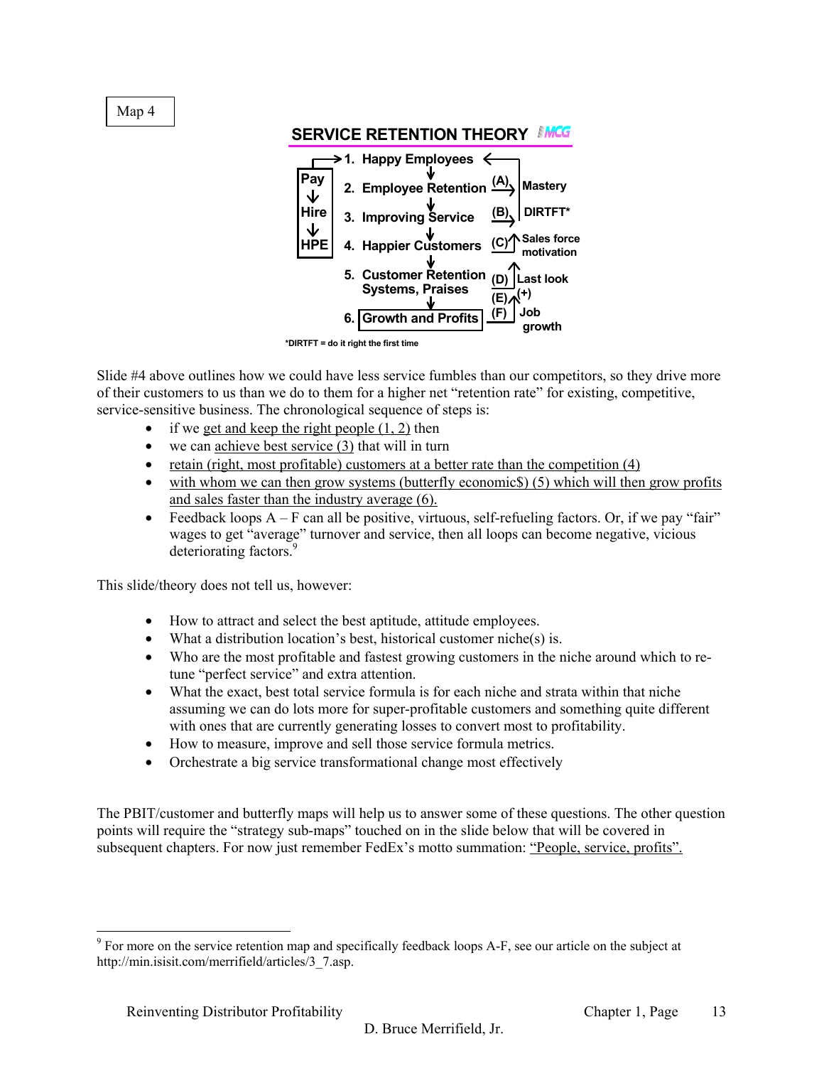Map 4

**SERVICE RETENTION THEORY**

```
        ┌─> 1. Happy Employees <────────┐
  Pay   │        ↓                       │
   ↓    │   2. Employee Retention  (A)→  Mastery
  Hire  │        ↓                       │
   ↓    │   3. Improving Service   (B)→  DIRTFT*
  HPE   │        ↓
            4. Happy Customers     (C)↑  Sales force motivation
                 ↓
            5. Customer Retention  (D)↑  Last look
               Systems, Praises    (E)   (+)
                 ↓
            6. Growth and Profits  (F)   Job growth
```

*DIRTFT = do it right the first time

Slide #4 above outlines how we could have less service fumbles than our competitors, so they drive more of their customers to us than we do to them for a higher net "retention rate" for existing, competitive, service-sensitive business. The chronological sequence of steps is:

- if we get and keep the right people (1, 2) then
- we can achieve best service (3) that will in turn
- retain (right, most profitable) customers at a better rate than the competition (4)
- with whom we can then grow systems (butterfly economic$) (5) which will then grow profits and sales faster than the industry average (6).
- Feedback loops A – F can all be positive, virtuous, self-refueling factors. Or, if we pay "fair" wages to get "average" turnover and service, then all loops can become negative, vicious deteriorating factors.[9]

This slide/theory does not tell us, however:

- How to attract and select the best aptitude, attitude employees.
- What a distribution location's best, historical customer niche(s) is.
- Who are the most profitable and fastest growing customers in the niche around which to re-tune "perfect service" and extra attention.
- What the exact, best total service formula is for each niche and strata within that niche assuming we can do lots more for super-profitable customers and something quite different with ones that are currently generating losses to convert most to profitability.
- How to measure, improve and sell those service formula metrics.
- Orchestrate a big service transformational change most effectively

The PBIT/customer and butterfly maps will help us to answer some of these questions. The other question points will require the "strategy sub-maps" touched on in the slide below that will be covered in subsequent chapters. For now just remember FedEx's motto summation: "People, service, profits".

[9] For more on the service retention map and specifically feedback loops A-F, see our article on the subject at http://min.isisit.com/merrifield/articles/3_7.asp.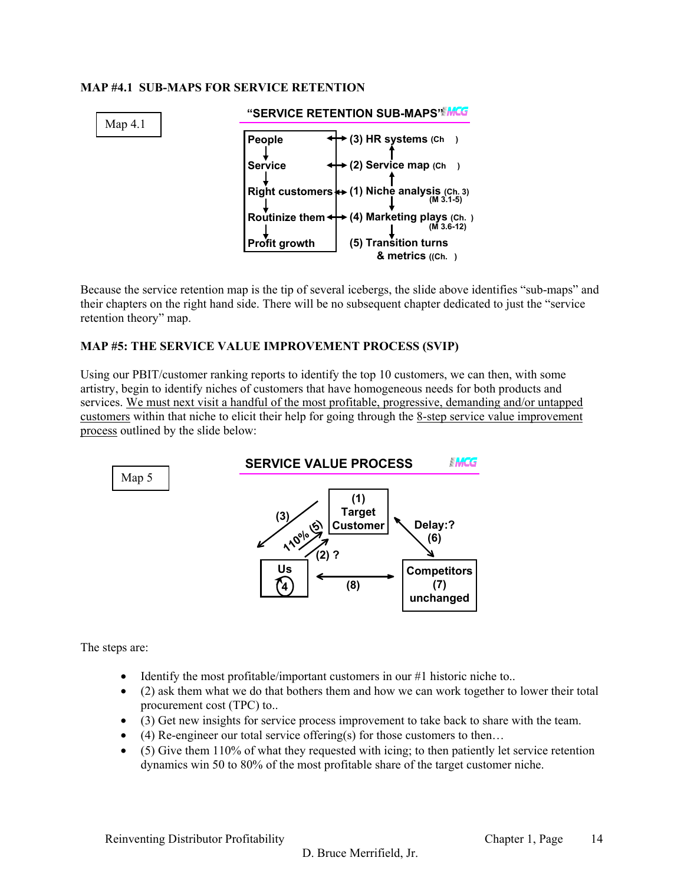**MAP #4.1 SUB-MAPS FOR SERVICE RETENTION**

Map 4.1

"SERVICE RETENTION SUB-MAPS"

| | | |
|---|---|---|
| People | ↔ | (3) HR systems (Ch ) |
| Service | ↔ | (2) Service map (Ch ) |
| Right customers | ↔ | (1) Niche analysis (Ch. 3) (M 3.1-5) |
| Routinize them | ↔ | (4) Marketing plays (Ch. ) (M 3.6-12) |
| Profit growth | | (5) Transition turns & metrics ((Ch. ) |

Because the service retention map is the tip of several icebergs, the slide above identifies "sub-maps" and their chapters on the right hand side. There will be no subsequent chapter dedicated to just the "service retention theory" map.

**MAP #5: THE SERVICE VALUE IMPROVEMENT PROCESS (SVIP)**

Using our PBIT/customer ranking reports to identify the top 10 customers, we can then, with some artistry, begin to identify niches of customers that have homogeneous needs for both products and services. <u>We must next visit a handful of the most profitable, progressive, demanding and/or untapped customers</u> within that niche to elicit their help for going through the <u>8-step service value improvement process</u> outlined by the slide below:

Map 5

SERVICE VALUE PROCESS

(1) Target Customer; (2) ?; (3); Us (4); 110% (5); Delay:? (6); Competitors (7) unchanged; (8)

The steps are:

- Identify the most profitable/important customers in our #1 historic niche to..
- (2) ask them what we do that bothers them and how we can work together to lower their total procurement cost (TPC) to..
- (3) Get new insights for service process improvement to take back to share with the team.
- (4) Re-engineer our total service offering(s) for those customers to then…
- (5) Give them 110% of what they requested with icing; to then patiently let service retention dynamics win 50 to 80% of the most profitable share of the target customer niche.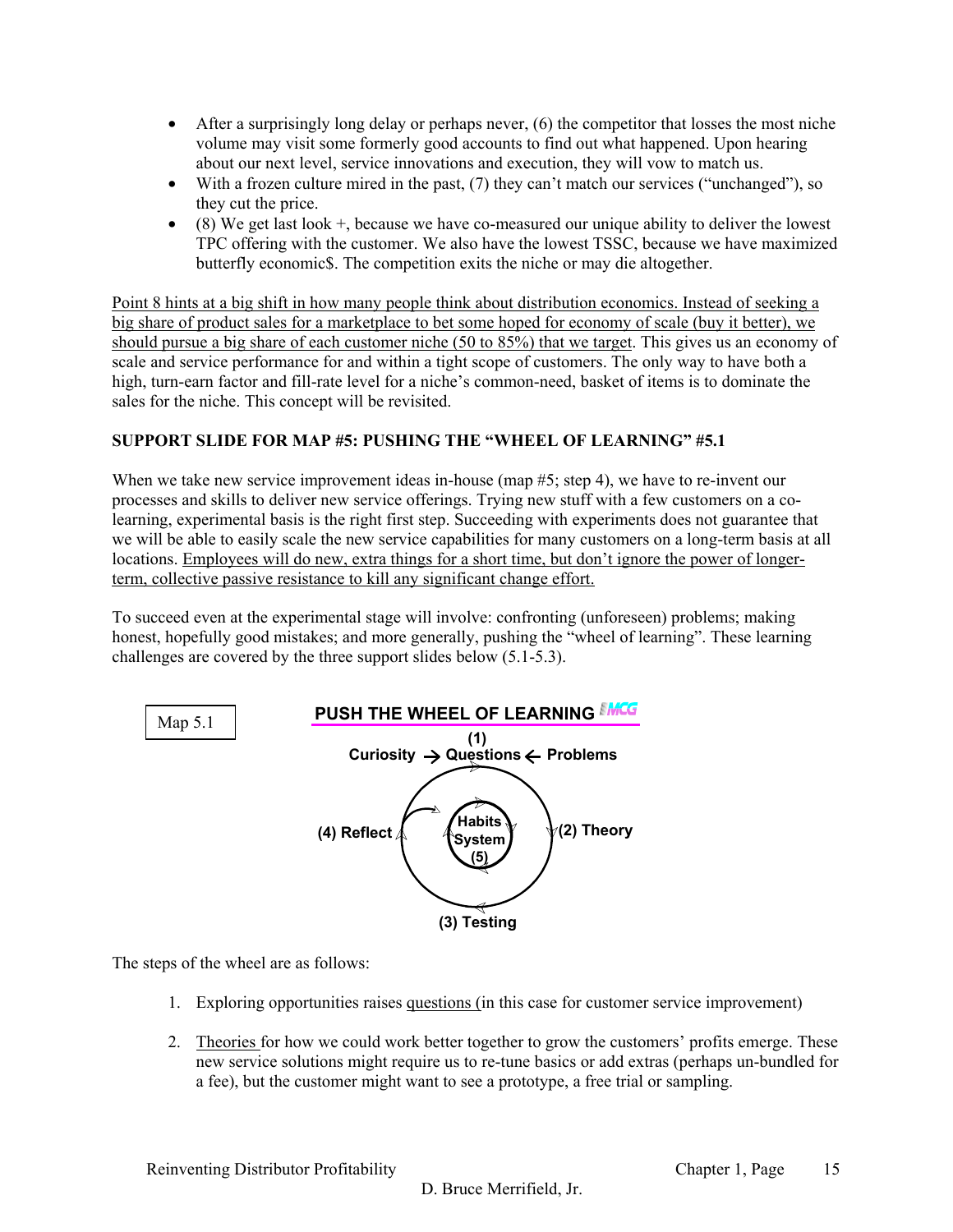- After a surprisingly long delay or perhaps never, (6) the competitor that losses the most niche volume may visit some formerly good accounts to find out what happened. Upon hearing about our next level, service innovations and execution, they will vow to match us.
- With a frozen culture mired in the past, (7) they can't match our services ("unchanged"), so they cut the price.
- (8) We get last look +, because we have co-measured our unique ability to deliver the lowest TPC offering with the customer. We also have the lowest TSSC, because we have maximized butterfly economic$. The competition exits the niche or may die altogether.

Point 8 hints at a big shift in how many people think about distribution economics. Instead of seeking a big share of product sales for a marketplace to bet some hoped for economy of scale (buy it better), we should pursue a big share of each customer niche (50 to 85%) that we target. This gives us an economy of scale and service performance for and within a tight scope of customers. The only way to have both a high, turn-earn factor and fill-rate level for a niche's common-need, basket of items is to dominate the sales for the niche. This concept will be revisited.

**SUPPORT SLIDE FOR MAP #5: PUSHING THE "WHEEL OF LEARNING" #5.1**

When we take new service improvement ideas in-house (map #5; step 4), we have to re-invent our processes and skills to deliver new service offerings. Trying new stuff with a few customers on a co-learning, experimental basis is the right first step. Succeeding with experiments does not guarantee that we will be able to easily scale the new service capabilities for many customers on a long-term basis at all locations. Employees will do new, extra things for a short time, but don't ignore the power of longer-term, collective passive resistance to kill any significant change effort.

To succeed even at the experimental stage will involve: confronting (unforeseen) problems; making honest, hopefully good mistakes; and more generally, pushing the "wheel of learning". These learning challenges are covered by the three support slides below (5.1-5.3).

Map 5.1

**PUSH THE WHEEL OF LEARNING**

(1) Curiosity → Questions ← Problems

(2) Theory

(3) Testing

(4) Reflect

Habits System (5)

The steps of the wheel are as follows:

1. Exploring opportunities raises questions (in this case for customer service improvement)

2. Theories for how we could work better together to grow the customers' profits emerge. These new service solutions might require us to re-tune basics or add extras (perhaps un-bundled for a fee), but the customer might want to see a prototype, a free trial or sampling.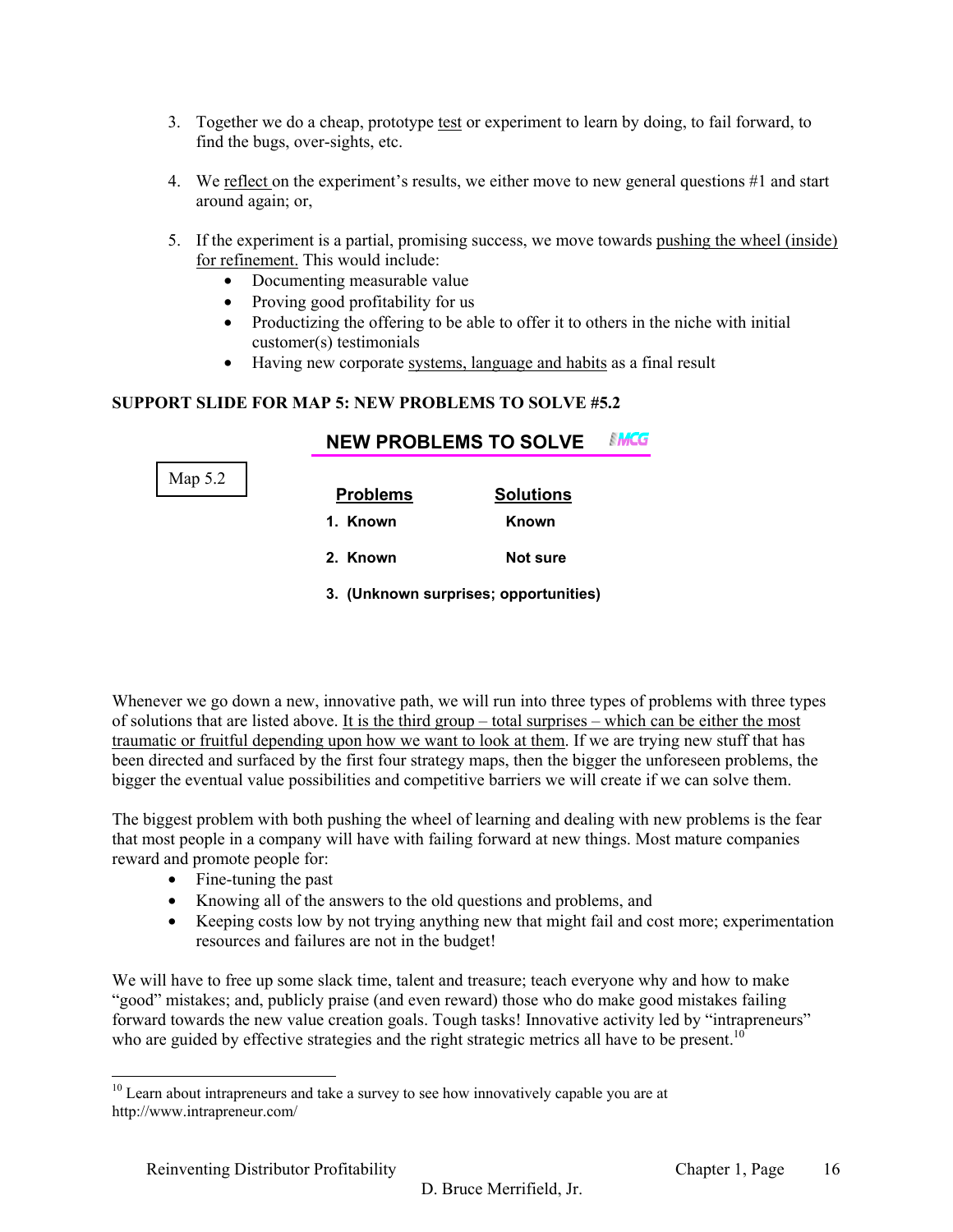3. Together we do a cheap, prototype test or experiment to learn by doing, to fail forward, to find the bugs, over-sights, etc.

4. We reflect on the experiment's results, we either move to new general questions #1 and start around again; or,

5. If the experiment is a partial, promising success, we move towards pushing the wheel (inside) for refinement. This would include:
   - Documenting measurable value
   - Proving good profitability for us
   - Productizing the offering to be able to offer it to others in the niche with initial customer(s) testimonials
   - Having new corporate systems, language and habits as a final result

**SUPPORT SLIDE FOR MAP 5: NEW PROBLEMS TO SOLVE #5.2**

Map 5.2

**NEW PROBLEMS TO SOLVE**

MCG

| Problems | Solutions |
|---|---|
| 1. Known | Known |
| 2. Known | Not sure |
| 3. (Unknown surprises; opportunities) | |

Whenever we go down a new, innovative path, we will run into three types of problems with three types of solutions that are listed above. It is the third group – total surprises – which can be either the most traumatic or fruitful depending upon how we want to look at them. If we are trying new stuff that has been directed and surfaced by the first four strategy maps, then the bigger the unforeseen problems, the bigger the eventual value possibilities and competitive barriers we will create if we can solve them.

The biggest problem with both pushing the wheel of learning and dealing with new problems is the fear that most people in a company will have with failing forward at new things. Most mature companies reward and promote people for:

- Fine-tuning the past
- Knowing all of the answers to the old questions and problems, and
- Keeping costs low by not trying anything new that might fail and cost more; experimentation resources and failures are not in the budget!

We will have to free up some slack time, talent and treasure; teach everyone why and how to make "good" mistakes; and, publicly praise (and even reward) those who do make good mistakes failing forward towards the new value creation goals. Tough tasks! Innovative activity led by "intrapreneurs" who are guided by effective strategies and the right strategic metrics all have to be present.[10]

[10] Learn about intrapreneurs and take a survey to see how innovatively capable you are at http://www.intrapreneur.com/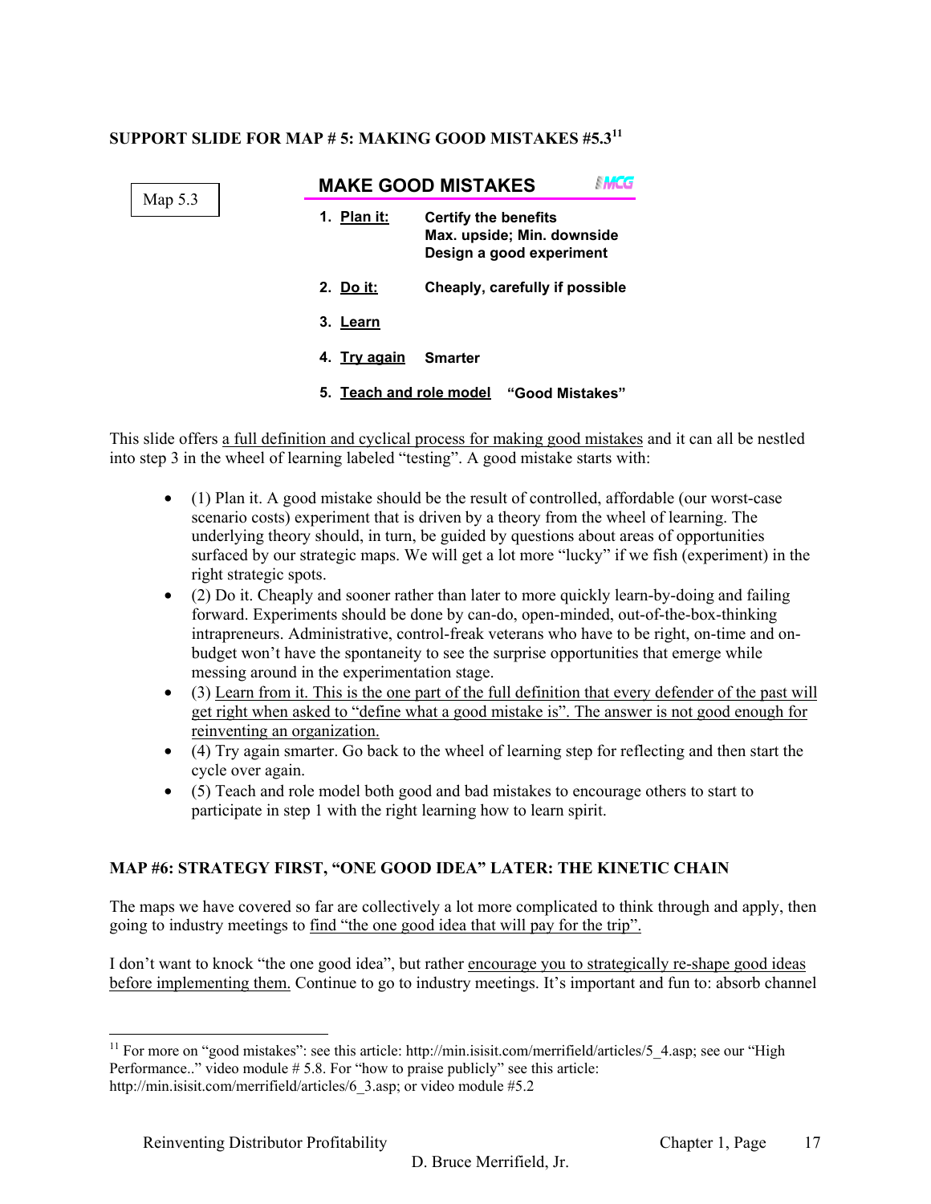**SUPPORT SLIDE FOR MAP # 5: MAKING GOOD MISTAKES #5.3**[11]

Map 5.3

**MAKE GOOD MISTAKES** MCG

1. **Plan it:** **Certify the benefits**
   **Max. upside; Min. downside**
   **Design a good experiment**
2. **Do it:** **Cheaply, carefully if possible**
3. **Learn**
4. **Try again** **Smarter**
5. **Teach and role model** **"Good Mistakes"**

This slide offers a full definition and cyclical process for making good mistakes and it can all be nestled into step 3 in the wheel of learning labeled "testing". A good mistake starts with:

- (1) Plan it. A good mistake should be the result of controlled, affordable (our worst-case scenario costs) experiment that is driven by a theory from the wheel of learning. The underlying theory should, in turn, be guided by questions about areas of opportunities surfaced by our strategic maps. We will get a lot more "lucky" if we fish (experiment) in the right strategic spots.
- (2) Do it. Cheaply and sooner rather than later to more quickly learn-by-doing and failing forward. Experiments should be done by can-do, open-minded, out-of-the-box-thinking intrapreneurs. Administrative, control-freak veterans who have to be right, on-time and on-budget won't have the spontaneity to see the surprise opportunities that emerge while messing around in the experimentation stage.
- (3) Learn from it. This is the one part of the full definition that every defender of the past will get right when asked to "define what a good mistake is". The answer is not good enough for reinventing an organization.
- (4) Try again smarter. Go back to the wheel of learning step for reflecting and then start the cycle over again.
- (5) Teach and role model both good and bad mistakes to encourage others to start to participate in step 1 with the right learning how to learn spirit.

**MAP #6: STRATEGY FIRST, "ONE GOOD IDEA" LATER: THE KINETIC CHAIN**

The maps we have covered so far are collectively a lot more complicated to think through and apply, then going to industry meetings to find "the one good idea that will pay for the trip".

I don't want to knock "the one good idea", but rather encourage you to strategically re-shape good ideas before implementing them. Continue to go to industry meetings. It's important and fun to: absorb channel

[11] For more on "good mistakes": see this article: http://min.isisit.com/merrifield/articles/5_4.asp; see our "High Performance.." video module # 5.8. For "how to praise publicly" see this article: http://min.isisit.com/merrifield/articles/6_3.asp; or video module #5.2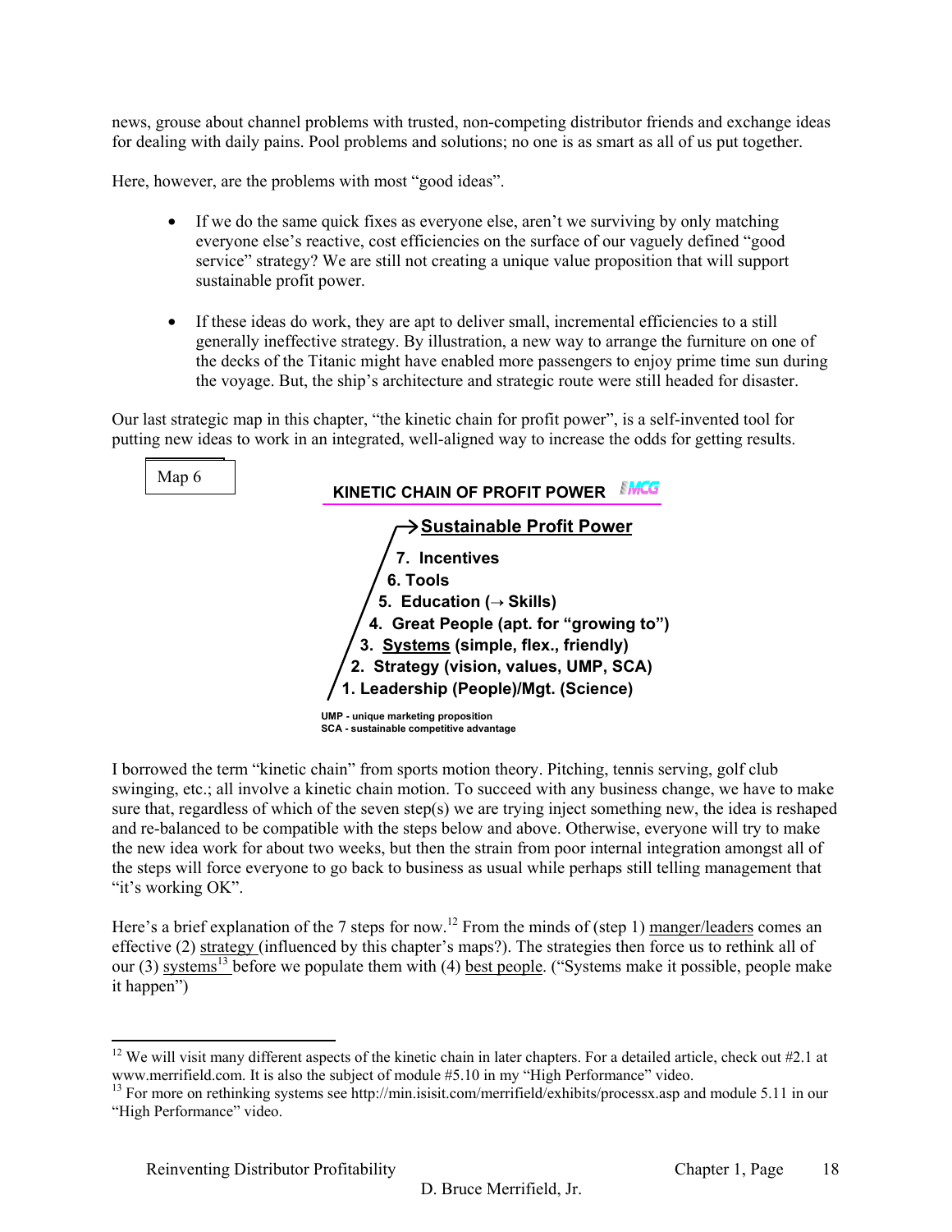news, grouse about channel problems with trusted, non-competing distributor friends and exchange ideas for dealing with daily pains. Pool problems and solutions; no one is as smart as all of us put together.

Here, however, are the problems with most "good ideas".

- If we do the same quick fixes as everyone else, aren't we surviving by only matching everyone else's reactive, cost efficiencies on the surface of our vaguely defined "good service" strategy? We are still not creating a unique value proposition that will support sustainable profit power.

- If these ideas do work, they are apt to deliver small, incremental efficiencies to a still generally ineffective strategy. By illustration, a new way to arrange the furniture on one of the decks of the Titanic might have enabled more passengers to enjoy prime time sun during the voyage. But, the ship's architecture and strategic route were still headed for disaster.

Our last strategic map in this chapter, "the kinetic chain for profit power", is a self-invented tool for putting new ideas to work in an integrated, well-aligned way to increase the odds for getting results.

Map 6

**KINETIC CHAIN OF PROFIT POWER** MCG

→ **Sustainable Profit Power**

**7. Incentives**
**6. Tools**
**5. Education (→ Skills)**
**4. Great People (apt. for "growing to")**
**3. Systems (simple, flex., friendly)**
**2. Strategy (vision, values, UMP, SCA)**
**1. Leadership (People)/Mgt. (Science)**

UMP - unique marketing proposition
SCA - sustainable competitive advantage

I borrowed the term "kinetic chain" from sports motion theory. Pitching, tennis serving, golf club swinging, etc.; all involve a kinetic chain motion. To succeed with any business change, we have to make sure that, regardless of which of the seven step(s) we are trying inject something new, the idea is reshaped and re-balanced to be compatible with the steps below and above. Otherwise, everyone will try to make the new idea work for about two weeks, but then the strain from poor internal integration amongst all of the steps will force everyone to go back to business as usual while perhaps still telling management that "it's working OK".

Here's a brief explanation of the 7 steps for now.[12] From the minds of (step 1) manger/leaders comes an effective (2) strategy (influenced by this chapter's maps?). The strategies then force us to rethink all of our (3) systems[13] before we populate them with (4) best people. ("Systems make it possible, people make it happen")

---

[12] We will visit many different aspects of the kinetic chain in later chapters. For a detailed article, check out #2.1 at www.merrifield.com. It is also the subject of module #5.10 in my "High Performance" video.

[13] For more on rethinking systems see http://min.isisit.com/merrifield/exhibits/processx.asp and module 5.11 in our "High Performance" video.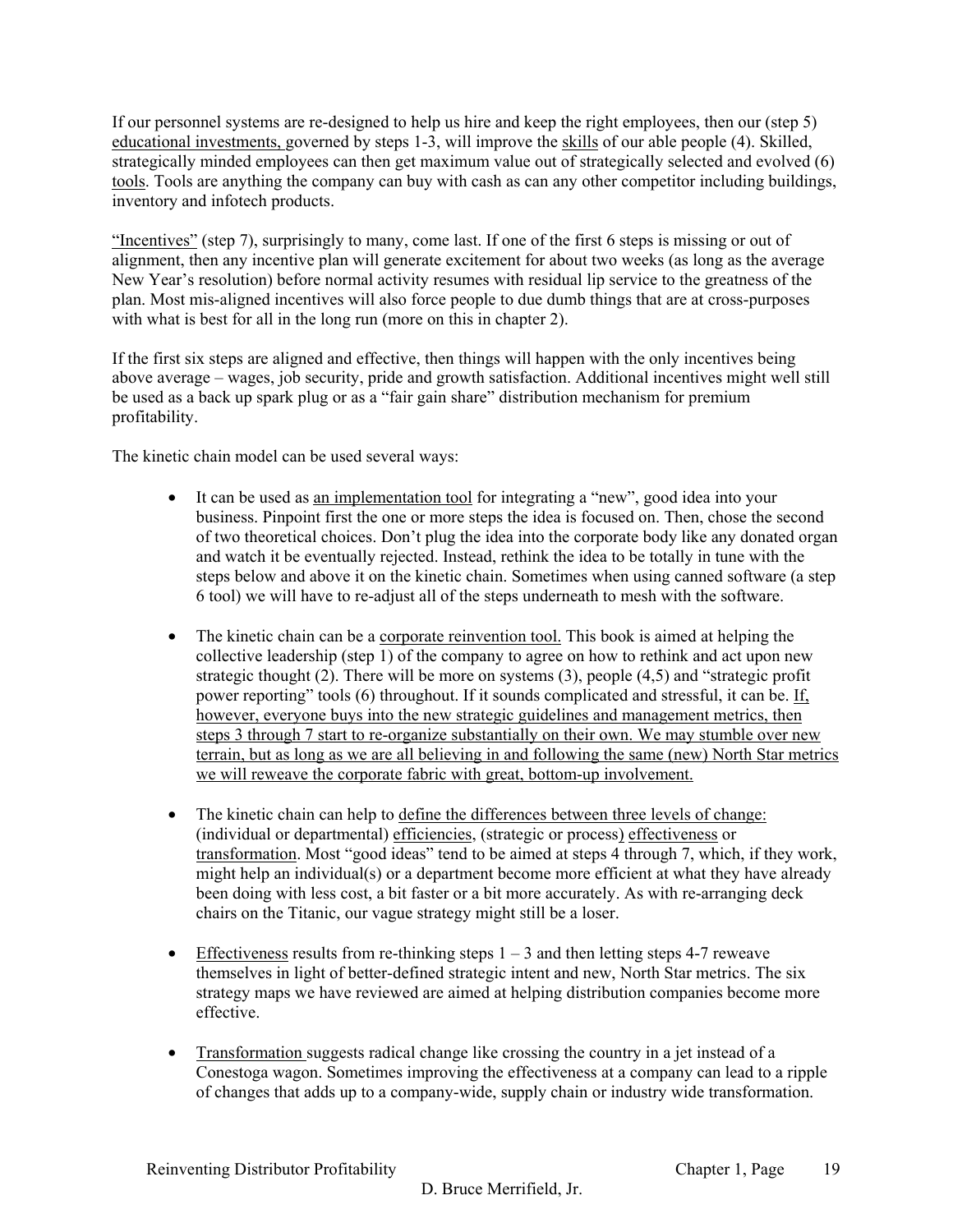If our personnel systems are re-designed to help us hire and keep the right employees, then our (step 5) <u>educational investments,</u> governed by steps 1-3, will improve the <u>skills</u> of our able people (4). Skilled, strategically minded employees can then get maximum value out of strategically selected and evolved (6) <u>tools</u>. Tools are anything the company can buy with cash as can any other competitor including buildings, inventory and infotech products.

<u>“Incentives”</u> (step 7), surprisingly to many, come last. If one of the first 6 steps is missing or out of alignment, then any incentive plan will generate excitement for about two weeks (as long as the average New Year’s resolution) before normal activity resumes with residual lip service to the greatness of the plan. Most mis-aligned incentives will also force people to due dumb things that are at cross-purposes with what is best for all in the long run (more on this in chapter 2).

If the first six steps are aligned and effective, then things will happen with the only incentives being above average – wages, job security, pride and growth satisfaction. Additional incentives might well still be used as a back up spark plug or as a “fair gain share” distribution mechanism for premium profitability.

The kinetic chain model can be used several ways:

- It can be used as <u>an implementation tool</u> for integrating a “new”, good idea into your business. Pinpoint first the one or more steps the idea is focused on. Then, chose the second of two theoretical choices. Don’t plug the idea into the corporate body like any donated organ and watch it be eventually rejected. Instead, rethink the idea to be totally in tune with the steps below and above it on the kinetic chain. Sometimes when using canned software (a step 6 tool) we will have to re-adjust all of the steps underneath to mesh with the software.

- The kinetic chain can be a <u>corporate reinvention tool.</u> This book is aimed at helping the collective leadership (step 1) of the company to agree on how to rethink and act upon new strategic thought (2). There will be more on systems (3), people (4,5) and “strategic profit power reporting” tools (6) throughout. If it sounds complicated and stressful, it can be. <u>If, however, everyone buys into the new strategic guidelines and management metrics, then steps 3 through 7 start to re-organize substantially on their own. We may stumble over new terrain, but as long as we are all believing in and following the same (new) North Star metrics we will reweave the corporate fabric with great, bottom-up involvement.</u>

- The kinetic chain can help to <u>define the differences between three levels of change:</u> (individual or departmental) <u>efficiencies</u>, (strategic or process<u>)</u> <u>effectiveness</u> or <u>transformation</u>. Most “good ideas” tend to be aimed at steps 4 through 7, which, if they work, might help an individual(s) or a department become more efficient at what they have already been doing with less cost, a bit faster or a bit more accurately. As with re-arranging deck chairs on the Titanic, our vague strategy might still be a loser.

- <u>Effectiveness</u> results from re-thinking steps 1 – 3 and then letting steps 4-7 reweave themselves in light of better-defined strategic intent and new, North Star metrics. The six strategy maps we have reviewed are aimed at helping distribution companies become more effective.

- <u>Transformation</u> suggests radical change like crossing the country in a jet instead of a Conestoga wagon. Sometimes improving the effectiveness at a company can lead to a ripple of changes that adds up to a company-wide, supply chain or industry wide transformation.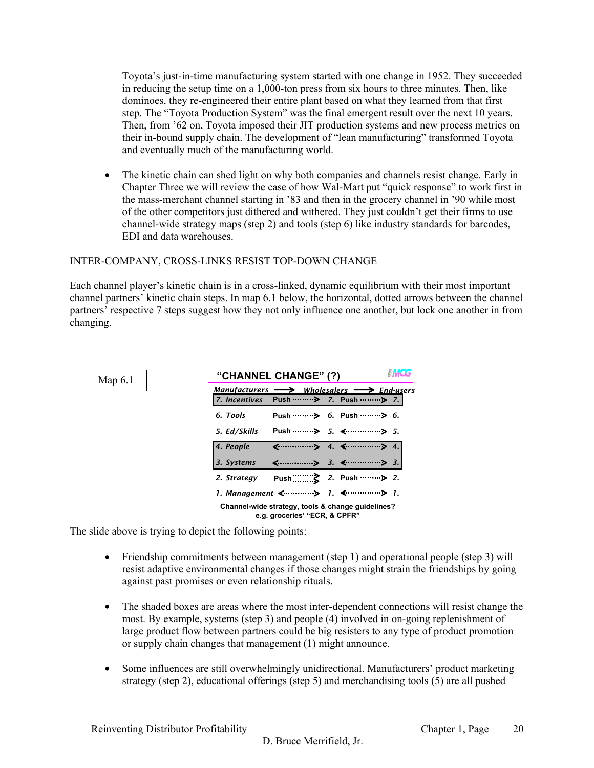Toyota's just-in-time manufacturing system started with one change in 1952. They succeeded in reducing the setup time on a 1,000-ton press from six hours to three minutes. Then, like dominoes, they re-engineered their entire plant based on what they learned from that first step. The "Toyota Production System" was the final emergent result over the next 10 years. Then, from '62 on, Toyota imposed their JIT production systems and new process metrics on their in-bound supply chain. The development of "lean manufacturing" transformed Toyota and eventually much of the manufacturing world.

- The kinetic chain can shed light on why both companies and channels resist change. Early in Chapter Three we will review the case of how Wal-Mart put "quick response" to work first in the mass-merchant channel starting in '83 and then in the grocery channel in '90 while most of the other competitors just dithered and withered. They just couldn't get their firms to use channel-wide strategy maps (step 2) and tools (step 6) like industry standards for barcodes, EDI and data warehouses.

INTER-COMPANY, CROSS-LINKS RESIST TOP-DOWN CHANGE

Each channel player's kinetic chain is in a cross-linked, dynamic equilibrium with their most important channel partners' kinetic chain steps. In map 6.1 below, the horizontal, dotted arrows between the channel partners' respective 7 steps suggest how they not only influence one another, but lock one another in from changing.

Map 6.1

**"CHANNEL CHANGE" (?)**

| *Manufacturers* → | | *Wholesalers* → | | *End-users* |
|---|---|---|---|---|
| *7. Incentives* | Push ·····> | *7.* | Push ·····> | *7.* |
| *6. Tools* | Push ·····> | *6.* | Push ·····> | *6.* |
| *5. Ed/Skills* | Push ·····> | *5.* | <·····> | *5.* |
| *4. People* | <·····> | *4.* | <·····> | *4.* |
| *3. Systems* | <·····> | *3.* | <·····> | *3.* |
| *2. Strategy* | Push ·····> | *2.* | Push ·····> | *2.* |
| *1. Management* | <·····> | *1.* | <·····> | *1.* |

**Channel-wide strategy, tools & change guidelines? e.g. groceries' "ECR, & CPFR"**

The slide above is trying to depict the following points:

- Friendship commitments between management (step 1) and operational people (step 3) will resist adaptive environmental changes if those changes might strain the friendships by going against past promises or even relationship rituals.

- The shaded boxes are areas where the most inter-dependent connections will resist change the most. By example, systems (step 3) and people (4) involved in on-going replenishment of large product flow between partners could be big resisters to any type of product promotion or supply chain changes that management (1) might announce.

- Some influences are still overwhelmingly unidirectional. Manufacturers' product marketing strategy (step 2), educational offerings (step 5) and merchandising tools (5) are all pushed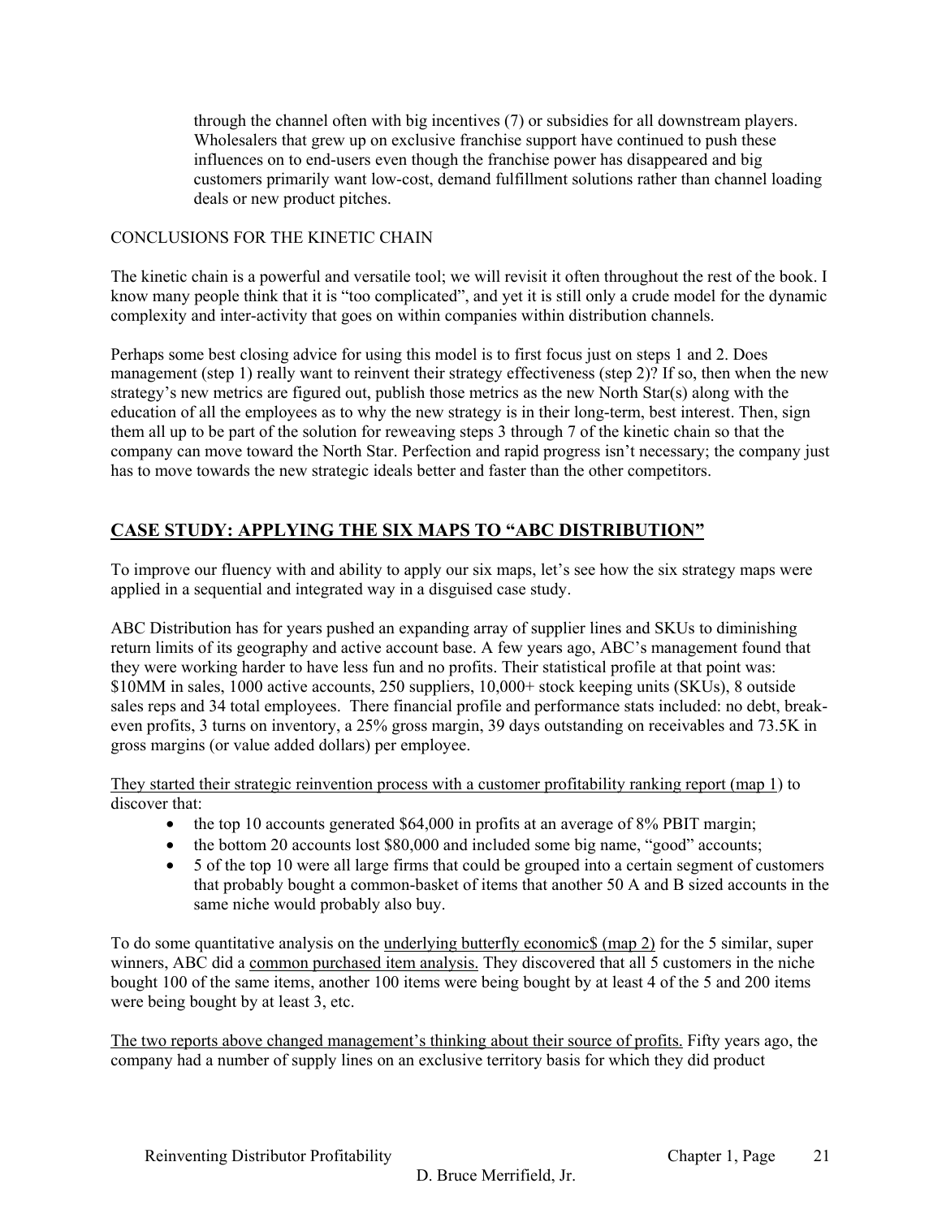through the channel often with big incentives (7) or subsidies for all downstream players. Wholesalers that grew up on exclusive franchise support have continued to push these influences on to end-users even though the franchise power has disappeared and big customers primarily want low-cost, demand fulfillment solutions rather than channel loading deals or new product pitches.

CONCLUSIONS FOR THE KINETIC CHAIN

The kinetic chain is a powerful and versatile tool; we will revisit it often throughout the rest of the book. I know many people think that it is "too complicated", and yet it is still only a crude model for the dynamic complexity and inter-activity that goes on within companies within distribution channels.

Perhaps some best closing advice for using this model is to first focus just on steps 1 and 2. Does management (step 1) really want to reinvent their strategy effectiveness (step 2)? If so, then when the new strategy's new metrics are figured out, publish those metrics as the new North Star(s) along with the education of all the employees as to why the new strategy is in their long-term, best interest. Then, sign them all up to be part of the solution for reweaving steps 3 through 7 of the kinetic chain so that the company can move toward the North Star. Perfection and rapid progress isn't necessary; the company just has to move towards the new strategic ideals better and faster than the other competitors.

## CASE STUDY: APPLYING THE SIX MAPS TO "ABC DISTRIBUTION"

To improve our fluency with and ability to apply our six maps, let's see how the six strategy maps were applied in a sequential and integrated way in a disguised case study.

ABC Distribution has for years pushed an expanding array of supplier lines and SKUs to diminishing return limits of its geography and active account base. A few years ago, ABC's management found that they were working harder to have less fun and no profits. Their statistical profile at that point was: $10MM in sales, 1000 active accounts, 250 suppliers, 10,000+ stock keeping units (SKUs), 8 outside sales reps and 34 total employees. There financial profile and performance stats included: no debt, break-even profits, 3 turns on inventory, a 25% gross margin, 39 days outstanding on receivables and 73.5K in gross margins (or value added dollars) per employee.

They started their strategic reinvention process with a customer profitability ranking report (map 1) to discover that:

- the top 10 accounts generated $64,000 in profits at an average of 8% PBIT margin;
- the bottom 20 accounts lost $80,000 and included some big name, "good" accounts;
- 5 of the top 10 were all large firms that could be grouped into a certain segment of customers that probably bought a common-basket of items that another 50 A and B sized accounts in the same niche would probably also buy.

To do some quantitative analysis on the underlying butterfly economic$ (map 2) for the 5 similar, super winners, ABC did a common purchased item analysis. They discovered that all 5 customers in the niche bought 100 of the same items, another 100 items were being bought by at least 4 of the 5 and 200 items were being bought by at least 3, etc.

The two reports above changed management's thinking about their source of profits. Fifty years ago, the company had a number of supply lines on an exclusive territory basis for which they did product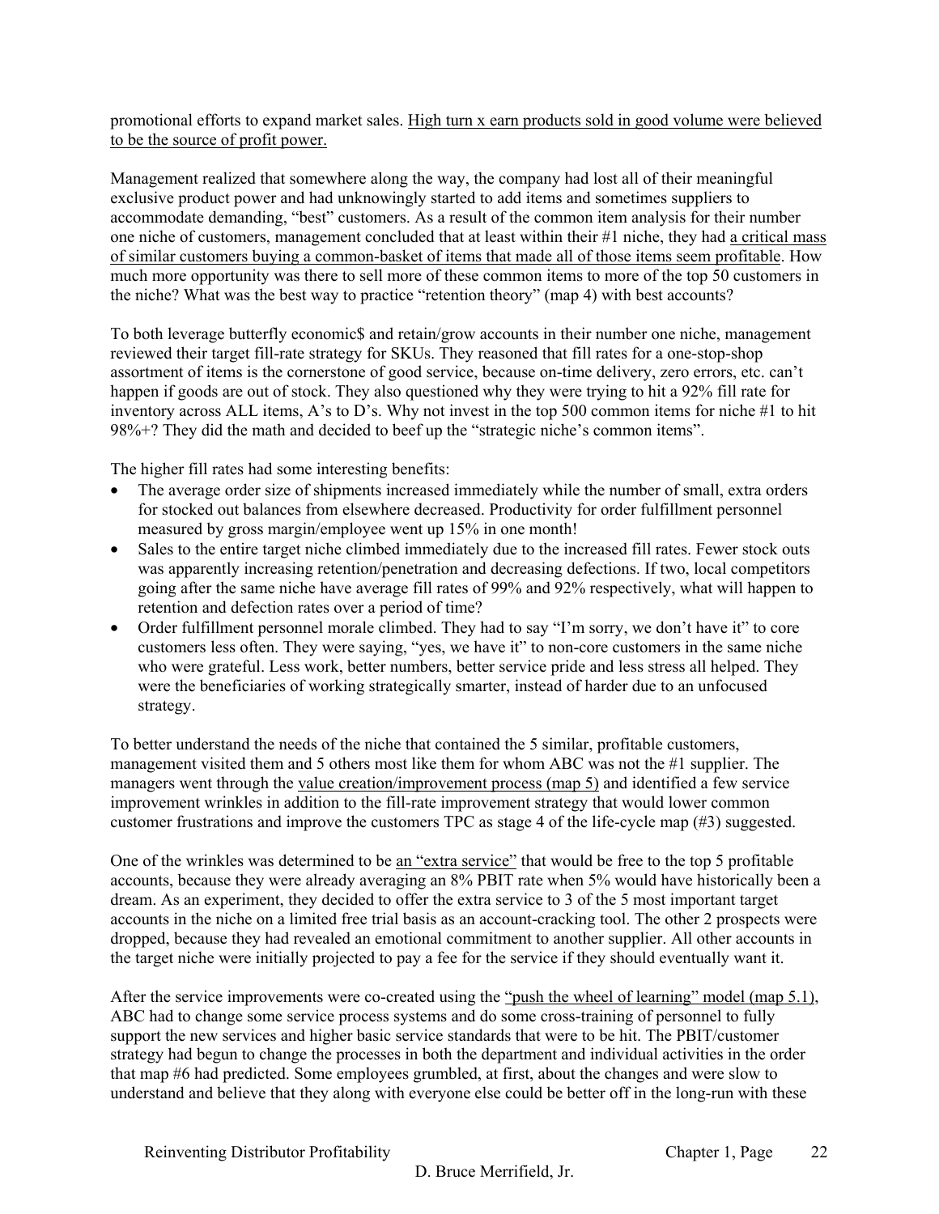promotional efforts to expand market sales. <u>High turn x earn products sold in good volume were believed to be the source of profit power.</u>

Management realized that somewhere along the way, the company had lost all of their meaningful exclusive product power and had unknowingly started to add items and sometimes suppliers to accommodate demanding, "best" customers. As a result of the common item analysis for their number one niche of customers, management concluded that at least within their #1 niche, they had <u>a critical mass of similar customers buying a common-basket of items that made all of those items seem profitable</u>. How much more opportunity was there to sell more of these common items to more of the top 50 customers in the niche? What was the best way to practice "retention theory" (map 4) with best accounts?

To both leverage butterfly economic$ and retain/grow accounts in their number one niche, management reviewed their target fill-rate strategy for SKUs. They reasoned that fill rates for a one-stop-shop assortment of items is the cornerstone of good service, because on-time delivery, zero errors, etc. can't happen if goods are out of stock. They also questioned why they were trying to hit a 92% fill rate for inventory across ALL items, A's to D's. Why not invest in the top 500 common items for niche #1 to hit 98%+? They did the math and decided to beef up the "strategic niche's common items".

The higher fill rates had some interesting benefits:

- The average order size of shipments increased immediately while the number of small, extra orders for stocked out balances from elsewhere decreased. Productivity for order fulfillment personnel measured by gross margin/employee went up 15% in one month!
- Sales to the entire target niche climbed immediately due to the increased fill rates. Fewer stock outs was apparently increasing retention/penetration and decreasing defections. If two, local competitors going after the same niche have average fill rates of 99% and 92% respectively, what will happen to retention and defection rates over a period of time?
- Order fulfillment personnel morale climbed. They had to say "I'm sorry, we don't have it" to core customers less often. They were saying, "yes, we have it" to non-core customers in the same niche who were grateful. Less work, better numbers, better service pride and less stress all helped. They were the beneficiaries of working strategically smarter, instead of harder due to an unfocused strategy.

To better understand the needs of the niche that contained the 5 similar, profitable customers, management visited them and 5 others most like them for whom ABC was not the #1 supplier. The managers went through the <u>value creation/improvement process (map 5)</u> and identified a few service improvement wrinkles in addition to the fill-rate improvement strategy that would lower common customer frustrations and improve the customers TPC as stage 4 of the life-cycle map (#3) suggested.

One of the wrinkles was determined to be <u>an "extra service"</u> that would be free to the top 5 profitable accounts, because they were already averaging an 8% PBIT rate when 5% would have historically been a dream. As an experiment, they decided to offer the extra service to 3 of the 5 most important target accounts in the niche on a limited free trial basis as an account-cracking tool. The other 2 prospects were dropped, because they had revealed an emotional commitment to another supplier. All other accounts in the target niche were initially projected to pay a fee for the service if they should eventually want it.

After the service improvements were co-created using the <u>"push the wheel of learning" model (map 5.1)</u>, ABC had to change some service process systems and do some cross-training of personnel to fully support the new services and higher basic service standards that were to be hit. The PBIT/customer strategy had begun to change the processes in both the department and individual activities in the order that map #6 had predicted. Some employees grumbled, at first, about the changes and were slow to understand and believe that they along with everyone else could be better off in the long-run with these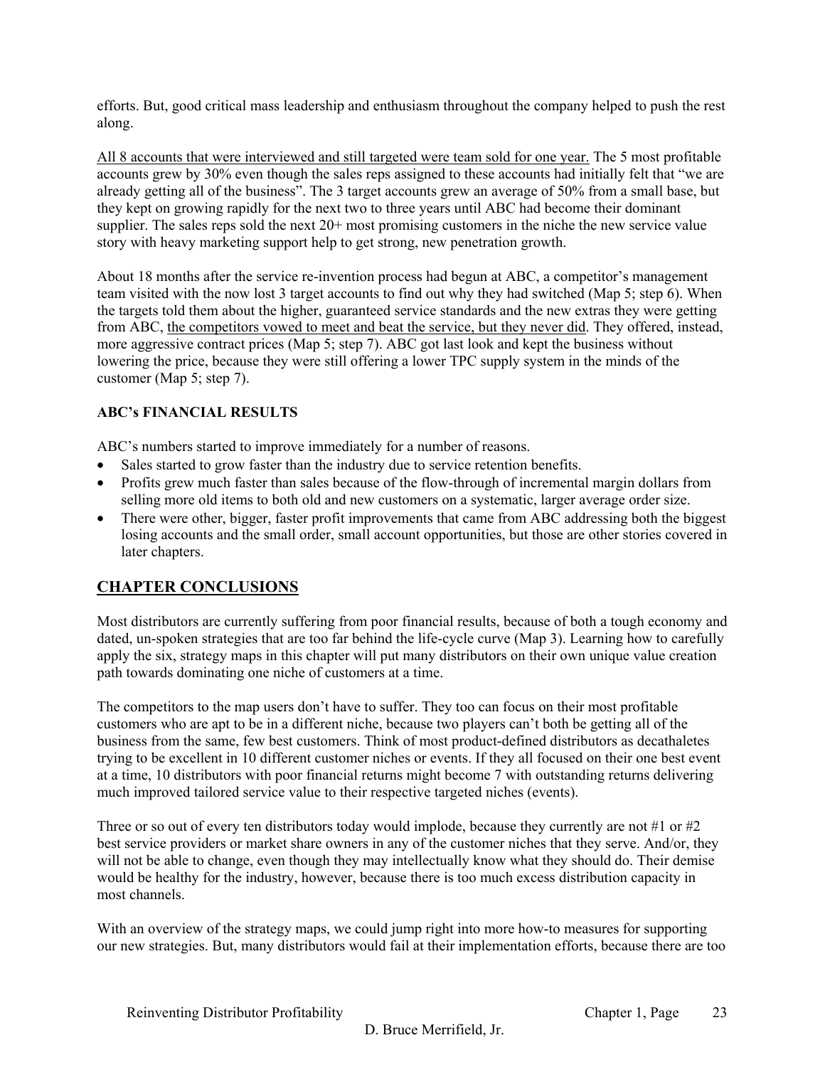efforts. But, good critical mass leadership and enthusiasm throughout the company helped to push the rest along.

<u>All 8 accounts that were interviewed and still targeted were team sold for one year.</u> The 5 most profitable accounts grew by 30% even though the sales reps assigned to these accounts had initially felt that "we are already getting all of the business". The 3 target accounts grew an average of 50% from a small base, but they kept on growing rapidly for the next two to three years until ABC had become their dominant supplier. The sales reps sold the next 20+ most promising customers in the niche the new service value story with heavy marketing support help to get strong, new penetration growth.

About 18 months after the service re-invention process had begun at ABC, a competitor's management team visited with the now lost 3 target accounts to find out why they had switched (Map 5; step 6). When the targets told them about the higher, guaranteed service standards and the new extras they were getting from ABC, <u>the competitors vowed to meet and beat the service, but they never did</u>. They offered, instead, more aggressive contract prices (Map 5; step 7). ABC got last look and kept the business without lowering the price, because they were still offering a lower TPC supply system in the minds of the customer (Map 5; step 7).

**ABC's FINANCIAL RESULTS**

ABC's numbers started to improve immediately for a number of reasons.

- Sales started to grow faster than the industry due to service retention benefits.
- Profits grew much faster than sales because of the flow-through of incremental margin dollars from selling more old items to both old and new customers on a systematic, larger average order size.
- There were other, bigger, faster profit improvements that came from ABC addressing both the biggest losing accounts and the small order, small account opportunities, but those are other stories covered in later chapters.

## CHAPTER CONCLUSIONS

Most distributors are currently suffering from poor financial results, because of both a tough economy and dated, un-spoken strategies that are too far behind the life-cycle curve (Map 3). Learning how to carefully apply the six, strategy maps in this chapter will put many distributors on their own unique value creation path towards dominating one niche of customers at a time.

The competitors to the map users don't have to suffer. They too can focus on their most profitable customers who are apt to be in a different niche, because two players can't both be getting all of the business from the same, few best customers. Think of most product-defined distributors as decathaletes trying to be excellent in 10 different customer niches or events. If they all focused on their one best event at a time, 10 distributors with poor financial returns might become 7 with outstanding returns delivering much improved tailored service value to their respective targeted niches (events).

Three or so out of every ten distributors today would implode, because they currently are not #1 or #2 best service providers or market share owners in any of the customer niches that they serve. And/or, they will not be able to change, even though they may intellectually know what they should do. Their demise would be healthy for the industry, however, because there is too much excess distribution capacity in most channels.

With an overview of the strategy maps, we could jump right into more how-to measures for supporting our new strategies. But, many distributors would fail at their implementation efforts, because there are too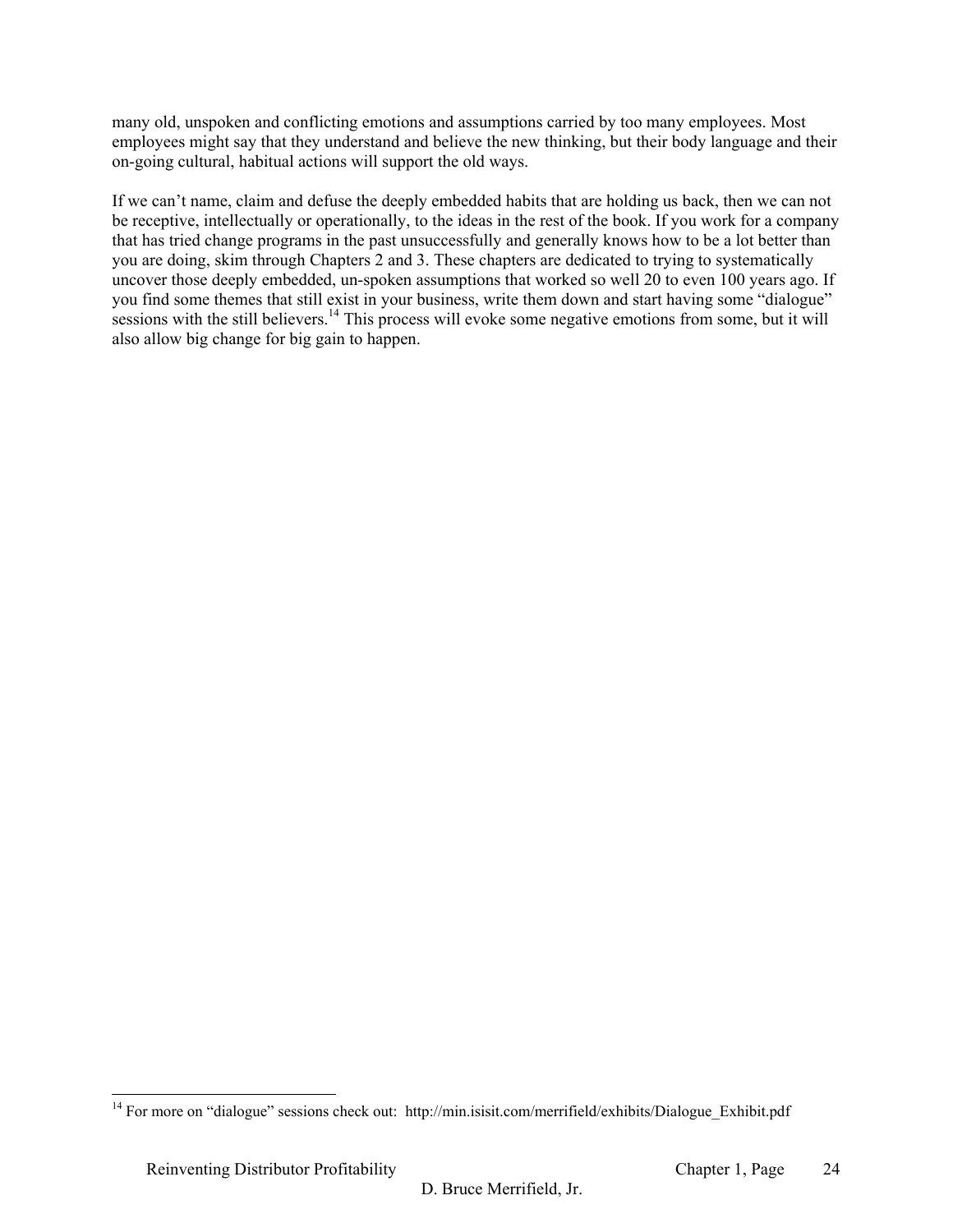many old, unspoken and conflicting emotions and assumptions carried by too many employees. Most employees might say that they understand and believe the new thinking, but their body language and their on-going cultural, habitual actions will support the old ways.

If we can't name, claim and defuse the deeply embedded habits that are holding us back, then we can not be receptive, intellectually or operationally, to the ideas in the rest of the book. If you work for a company that has tried change programs in the past unsuccessfully and generally knows how to be a lot better than you are doing, skim through Chapters 2 and 3. These chapters are dedicated to trying to systematically uncover those deeply embedded, un-spoken assumptions that worked so well 20 to even 100 years ago. If you find some themes that still exist in your business, write them down and start having some "dialogue" sessions with the still believers.[14] This process will evoke some negative emotions from some, but it will also allow big change for big gain to happen.

---

[14] For more on "dialogue" sessions check out: http://min.isisit.com/merrifield/exhibits/Dialogue_Exhibit.pdf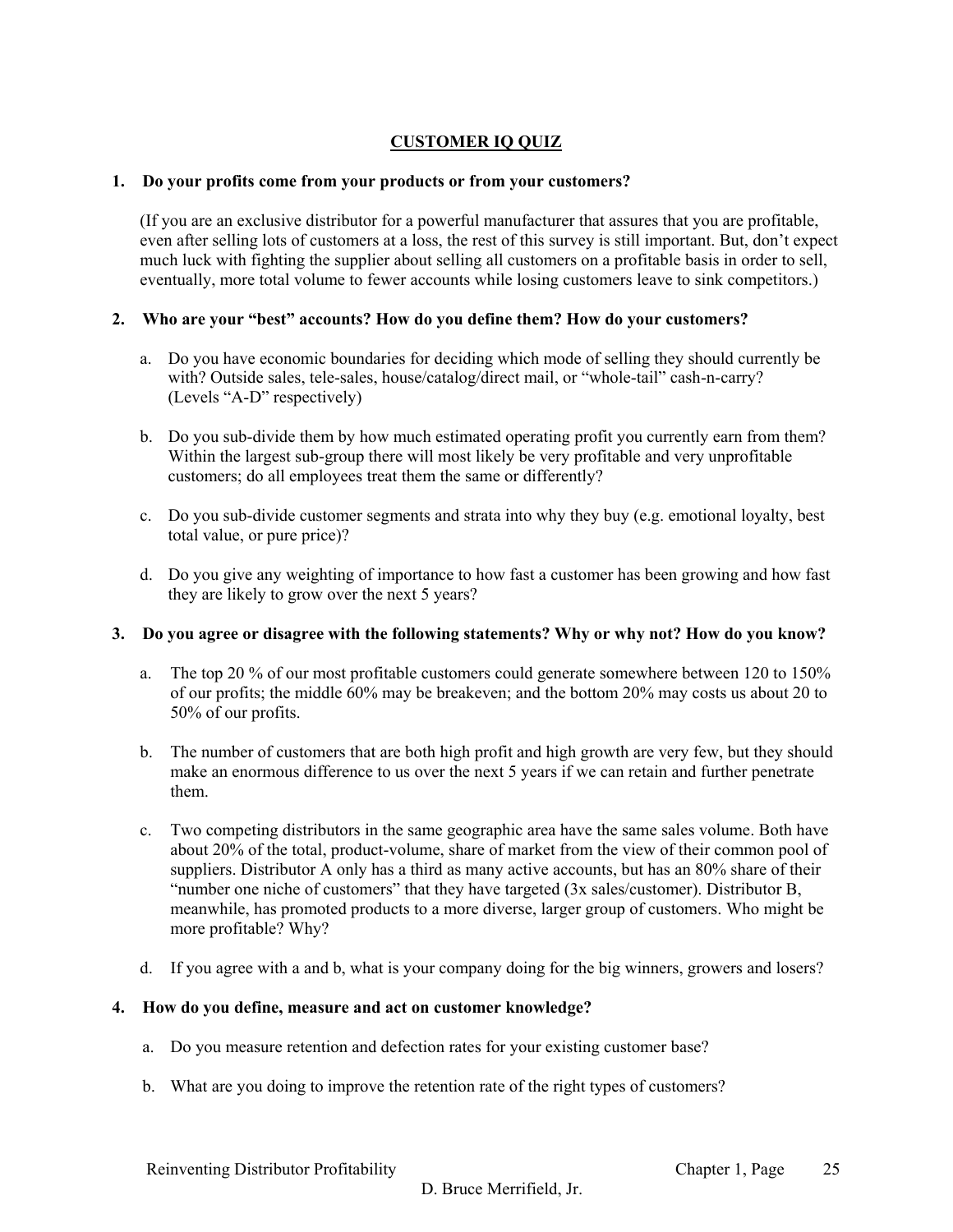## CUSTOMER IQ QUIZ

**1. Do your profits come from your products or from your customers?**

(If you are an exclusive distributor for a powerful manufacturer that assures that you are profitable, even after selling lots of customers at a loss, the rest of this survey is still important. But, don't expect much luck with fighting the supplier about selling all customers on a profitable basis in order to sell, eventually, more total volume to fewer accounts while losing customers leave to sink competitors.)

**2. Who are your "best" accounts? How do you define them? How do your customers?**

a. Do you have economic boundaries for deciding which mode of selling they should currently be with? Outside sales, tele-sales, house/catalog/direct mail, or "whole-tail" cash-n-carry? (Levels "A-D" respectively)

b. Do you sub-divide them by how much estimated operating profit you currently earn from them? Within the largest sub-group there will most likely be very profitable and very unprofitable customers; do all employees treat them the same or differently?

c. Do you sub-divide customer segments and strata into why they buy (e.g. emotional loyalty, best total value, or pure price)?

d. Do you give any weighting of importance to how fast a customer has been growing and how fast they are likely to grow over the next 5 years?

**3. Do you agree or disagree with the following statements? Why or why not? How do you know?**

a. The top 20 % of our most profitable customers could generate somewhere between 120 to 150% of our profits; the middle 60% may be breakeven; and the bottom 20% may costs us about 20 to 50% of our profits.

b. The number of customers that are both high profit and high growth are very few, but they should make an enormous difference to us over the next 5 years if we can retain and further penetrate them.

c. Two competing distributors in the same geographic area have the same sales volume. Both have about 20% of the total, product-volume, share of market from the view of their common pool of suppliers. Distributor A only has a third as many active accounts, but has an 80% share of their "number one niche of customers" that they have targeted (3x sales/customer). Distributor B, meanwhile, has promoted products to a more diverse, larger group of customers. Who might be more profitable? Why?

d. If you agree with a and b, what is your company doing for the big winners, growers and losers?

**4. How do you define, measure and act on customer knowledge?**

a. Do you measure retention and defection rates for your existing customer base?

b. What are you doing to improve the retention rate of the right types of customers?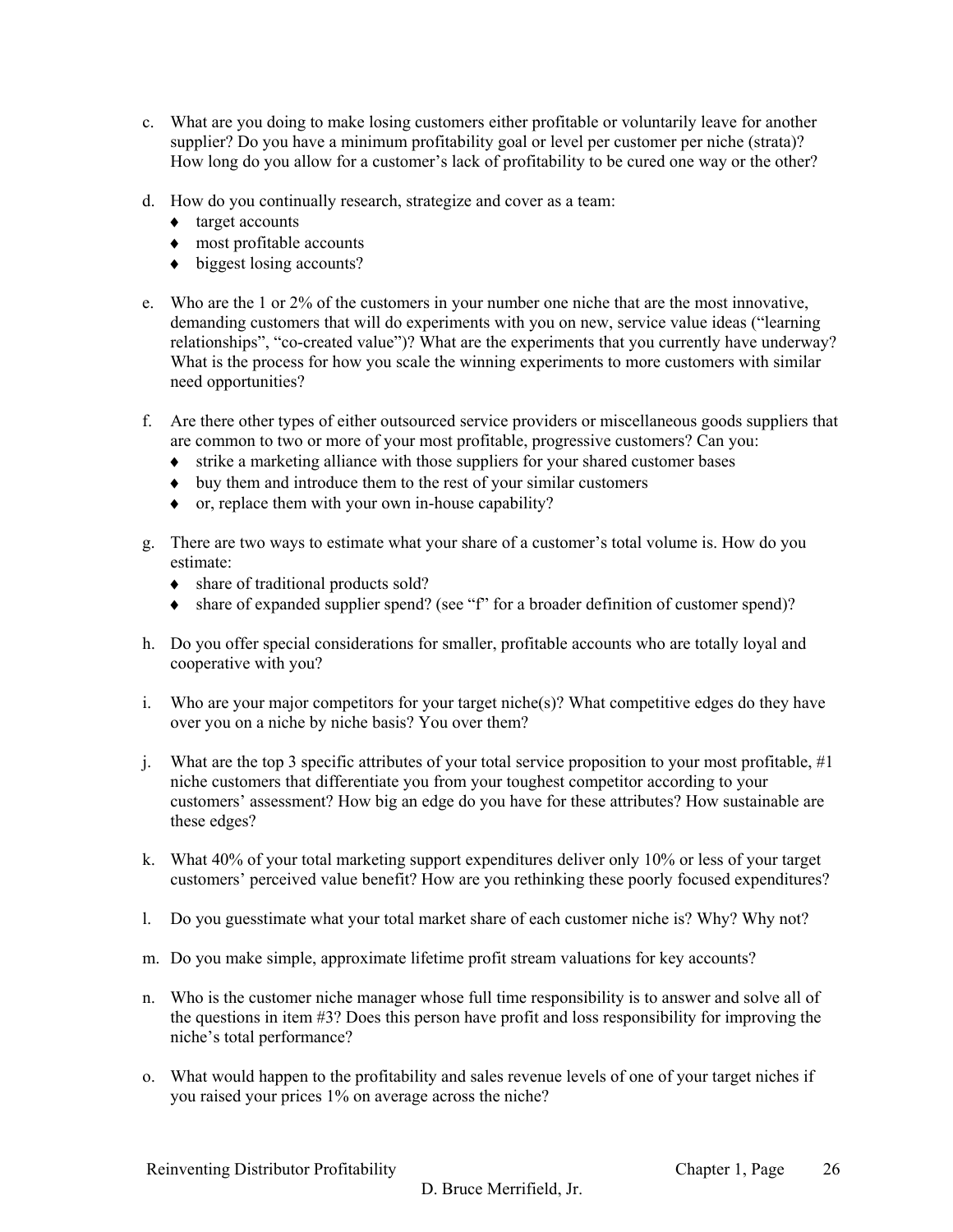c. What are you doing to make losing customers either profitable or voluntarily leave for another supplier? Do you have a minimum profitability goal or level per customer per niche (strata)? How long do you allow for a customer's lack of profitability to be cured one way or the other?

d. How do you continually research, strategize and cover as a team:
   - target accounts
   - most profitable accounts
   - biggest losing accounts?

e. Who are the 1 or 2% of the customers in your number one niche that are the most innovative, demanding customers that will do experiments with you on new, service value ideas ("learning relationships", "co-created value")? What are the experiments that you currently have underway? What is the process for how you scale the winning experiments to more customers with similar need opportunities?

f. Are there other types of either outsourced service providers or miscellaneous goods suppliers that are common to two or more of your most profitable, progressive customers? Can you:
   - strike a marketing alliance with those suppliers for your shared customer bases
   - buy them and introduce them to the rest of your similar customers
   - or, replace them with your own in-house capability?

g. There are two ways to estimate what your share of a customer's total volume is. How do you estimate:
   - share of traditional products sold?
   - share of expanded supplier spend? (see "f" for a broader definition of customer spend)?

h. Do you offer special considerations for smaller, profitable accounts who are totally loyal and cooperative with you?

i. Who are your major competitors for your target niche(s)? What competitive edges do they have over you on a niche by niche basis? You over them?

j. What are the top 3 specific attributes of your total service proposition to your most profitable, #1 niche customers that differentiate you from your toughest competitor according to your customers' assessment? How big an edge do you have for these attributes? How sustainable are these edges?

k. What 40% of your total marketing support expenditures deliver only 10% or less of your target customers' perceived value benefit? How are you rethinking these poorly focused expenditures?

l. Do you guesstimate what your total market share of each customer niche is? Why? Why not?

m. Do you make simple, approximate lifetime profit stream valuations for key accounts?

n. Who is the customer niche manager whose full time responsibility is to answer and solve all of the questions in item #3? Does this person have profit and loss responsibility for improving the niche's total performance?

o. What would happen to the profitability and sales revenue levels of one of your target niches if you raised your prices 1% on average across the niche?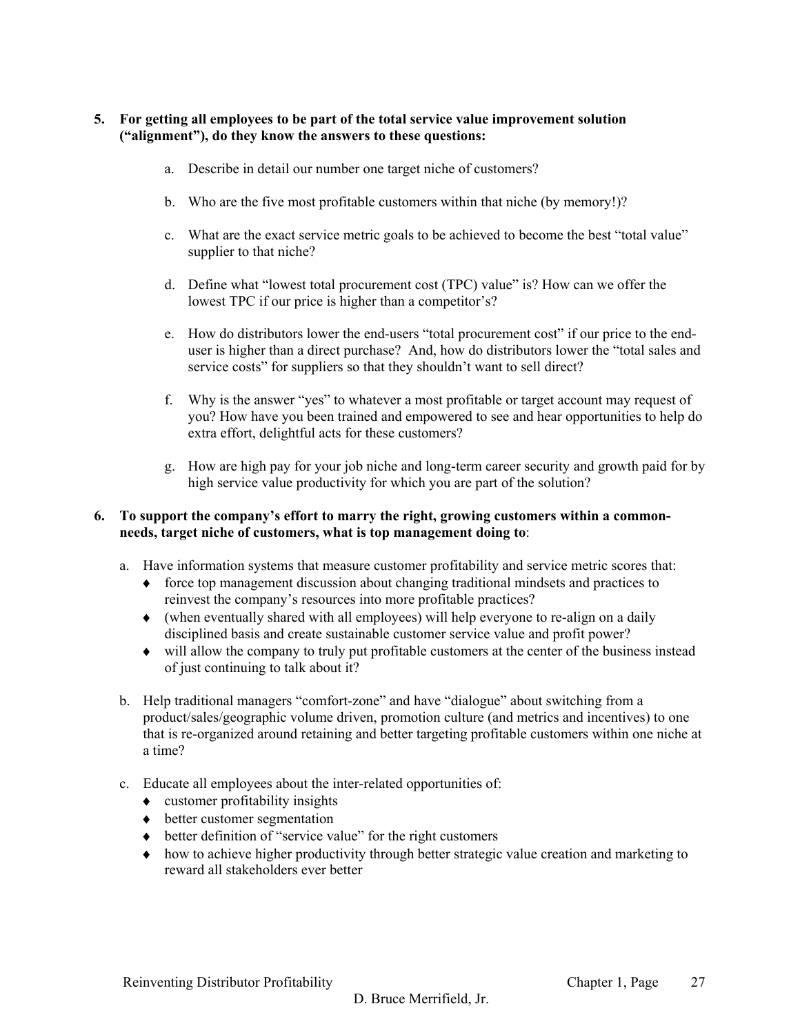5. **For getting all employees to be part of the total service value improvement solution ("alignment"), do they know the answers to these questions:**

    a. Describe in detail our number one target niche of customers?

    b. Who are the five most profitable customers within that niche (by memory!)?

    c. What are the exact service metric goals to be achieved to become the best "total value" supplier to that niche?

    d. Define what "lowest total procurement cost (TPC) value" is? How can we offer the lowest TPC if our price is higher than a competitor's?

    e. How do distributors lower the end-users "total procurement cost" if our price to the end-user is higher than a direct purchase? And, how do distributors lower the "total sales and service costs" for suppliers so that they shouldn't want to sell direct?

    f. Why is the answer "yes" to whatever a most profitable or target account may request of you? How have you been trained and empowered to see and hear opportunities to help do extra effort, delightful acts for these customers?

    g. How are high pay for your job niche and long-term career security and growth paid for by high service value productivity for which you are part of the solution?

6. **To support the company's effort to marry the right, growing customers within a common-needs, target niche of customers, what is top management doing to**:

    a. Have information systems that measure customer profitability and service metric scores that:
        - force top management discussion about changing traditional mindsets and practices to reinvest the company's resources into more profitable practices?
        - (when eventually shared with all employees) will help everyone to re-align on a daily disciplined basis and create sustainable customer service value and profit power?
        - will allow the company to truly put profitable customers at the center of the business instead of just continuing to talk about it?

    b. Help traditional managers "comfort-zone" and have "dialogue" about switching from a product/sales/geographic volume driven, promotion culture (and metrics and incentives) to one that is re-organized around retaining and better targeting profitable customers within one niche at a time?

    c. Educate all employees about the inter-related opportunities of:
        - customer profitability insights
        - better customer segmentation
        - better definition of "service value" for the right customers
        - how to achieve higher productivity through better strategic value creation and marketing to reward all stakeholders ever better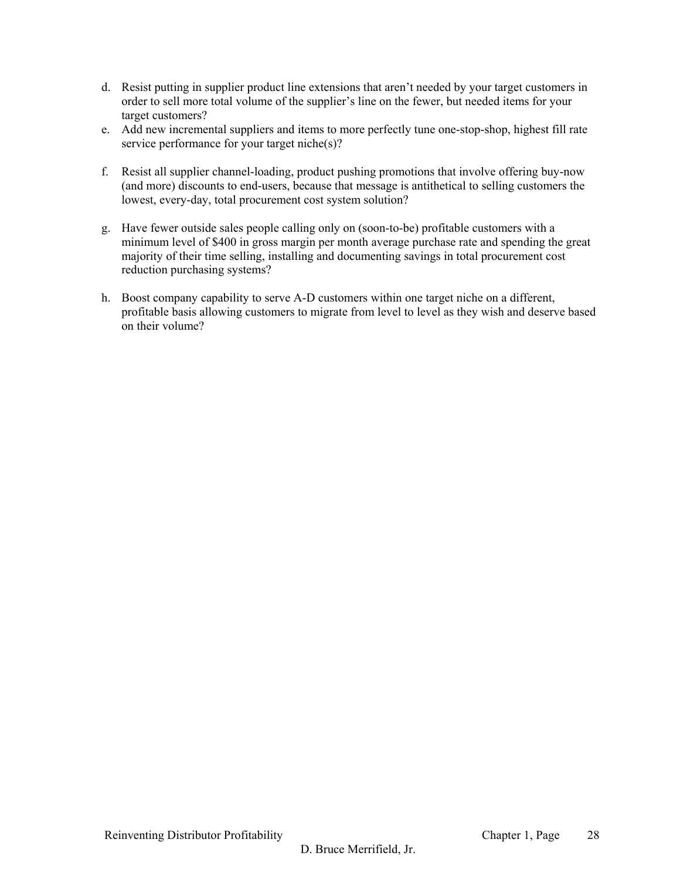d. Resist putting in supplier product line extensions that aren't needed by your target customers in order to sell more total volume of the supplier's line on the fewer, but needed items for your target customers?
e. Add new incremental suppliers and items to more perfectly tune one-stop-shop, highest fill rate service performance for your target niche(s)?

f. Resist all supplier channel-loading, product pushing promotions that involve offering buy-now (and more) discounts to end-users, because that message is antithetical to selling customers the lowest, every-day, total procurement cost system solution?

g. Have fewer outside sales people calling only on (soon-to-be) profitable customers with a minimum level of $400 in gross margin per month average purchase rate and spending the great majority of their time selling, installing and documenting savings in total procurement cost reduction purchasing systems?

h. Boost company capability to serve A-D customers within one target niche on a different, profitable basis allowing customers to migrate from level to level as they wish and deserve based on their volume?